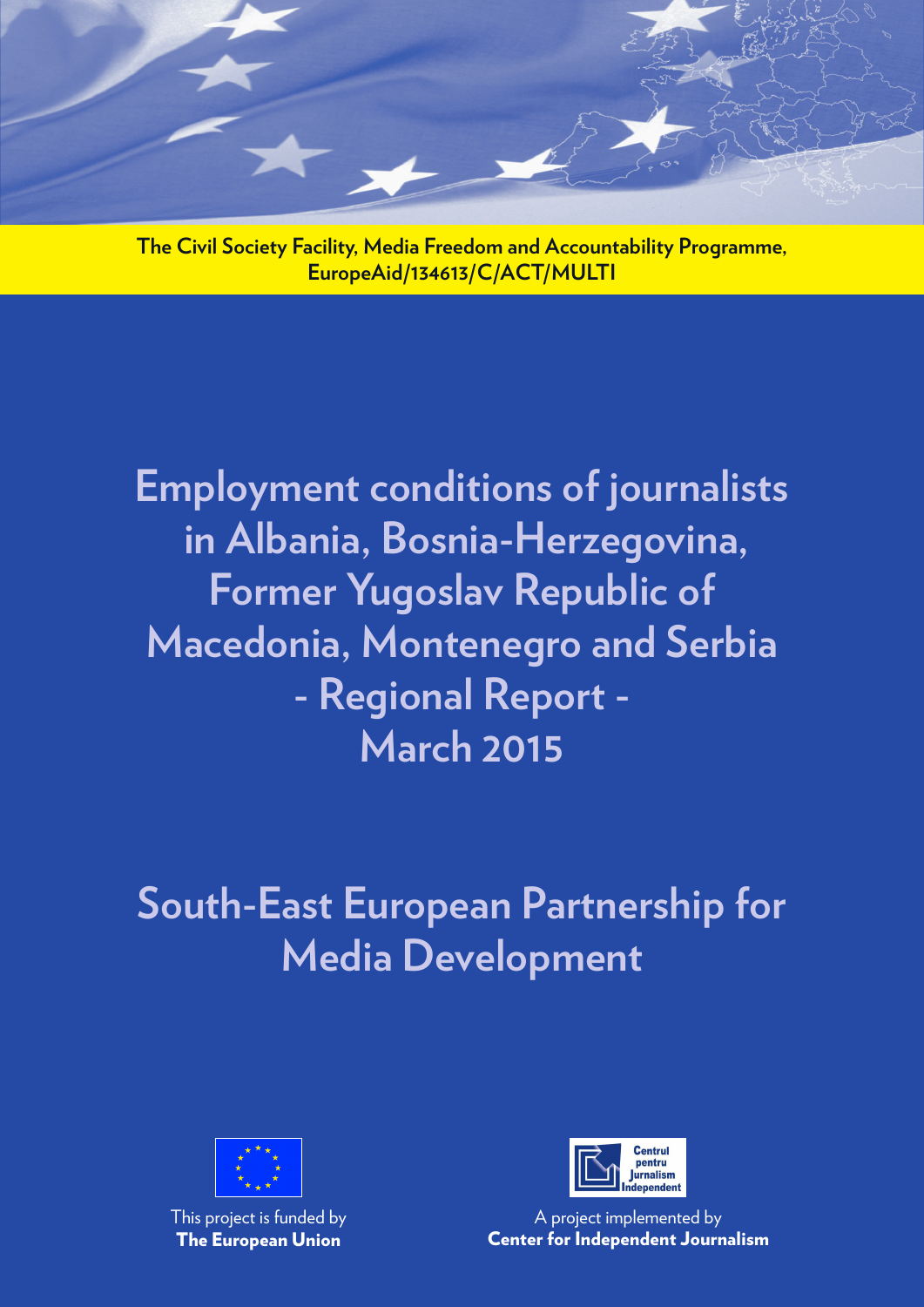**The Civil Society Facility, Media Freedom and Accountability Programme, EuropeAid/134613/C/ACT/MULTI**

# Employment conditions of journalists in Albania, Bosnia-Herzegovina, Former Yugoslav Republic of Macedonia, Montenegro and Serbia - Regional Report - March 2015

## South-East European Partnership for Media Development

This project is funded by **The European Union**

A project implemented by **Center for Independent Journalism**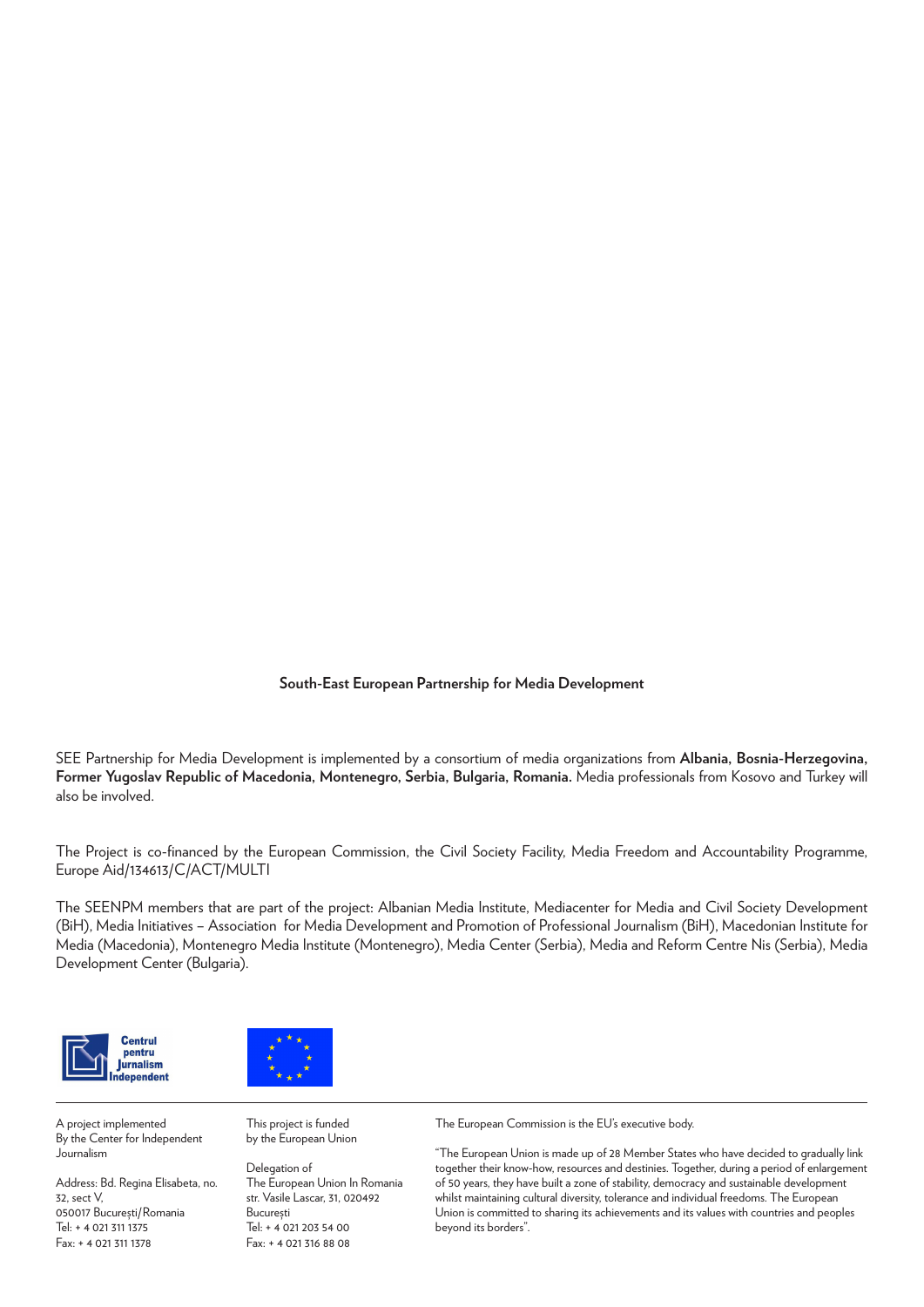**South-East European Partnership for Media Development**

SEE Partnership for Media Development is implemented by a consortium of media organizations from **Albania, Bosnia-Herzegovina, Former Yugoslav Republic of Macedonia, Montenegro, Serbia, Bulgaria, Romania.** Media professionals from Kosovo and Turkey will also be involved.

The Project is co-financed by the European Commission, the Civil Society Facility, Media Freedom and Accountability Programme, Europe Aid/134613/C/ACT/MULTI

The SEENPM members that are part of the project: Albanian Media Institute, Mediacenter for Media and Civil Society Development (BiH), Media Initiatives – Association for Media Development and Promotion of Professional Journalism (BiH), Macedonian Institute for Media (Macedonia), Montenegro Media Institute (Montenegro), Media Center (Serbia), Media and Reform Centre Nis (Serbia), Media Development Center (Bulgaria).

Centrul pentru Jurnalism Independent

A project implemented
By the Center for Independent Journalism

Address: Bd. Regina Elisabeta, no. 32, sect V,
050017 București/Romania
Tel: + 4 021 311 1375
Fax: + 4 021 311 1378

This project is funded
by the European Union

Delegation of
The European Union In Romania
str. Vasile Lascar, 31, 020492
București
Tel: + 4 021 203 54 00
Fax: + 4 021 316 88 08

The European Commission is the EU's executive body.

"The European Union is made up of 28 Member States who have decided to gradually link together their know-how, resources and destinies. Together, during a period of enlargement of 50 years, they have built a zone of stability, democracy and sustainable development whilst maintaining cultural diversity, tolerance and individual freedoms. The European Union is committed to sharing its achievements and its values with countries and peoples beyond its borders".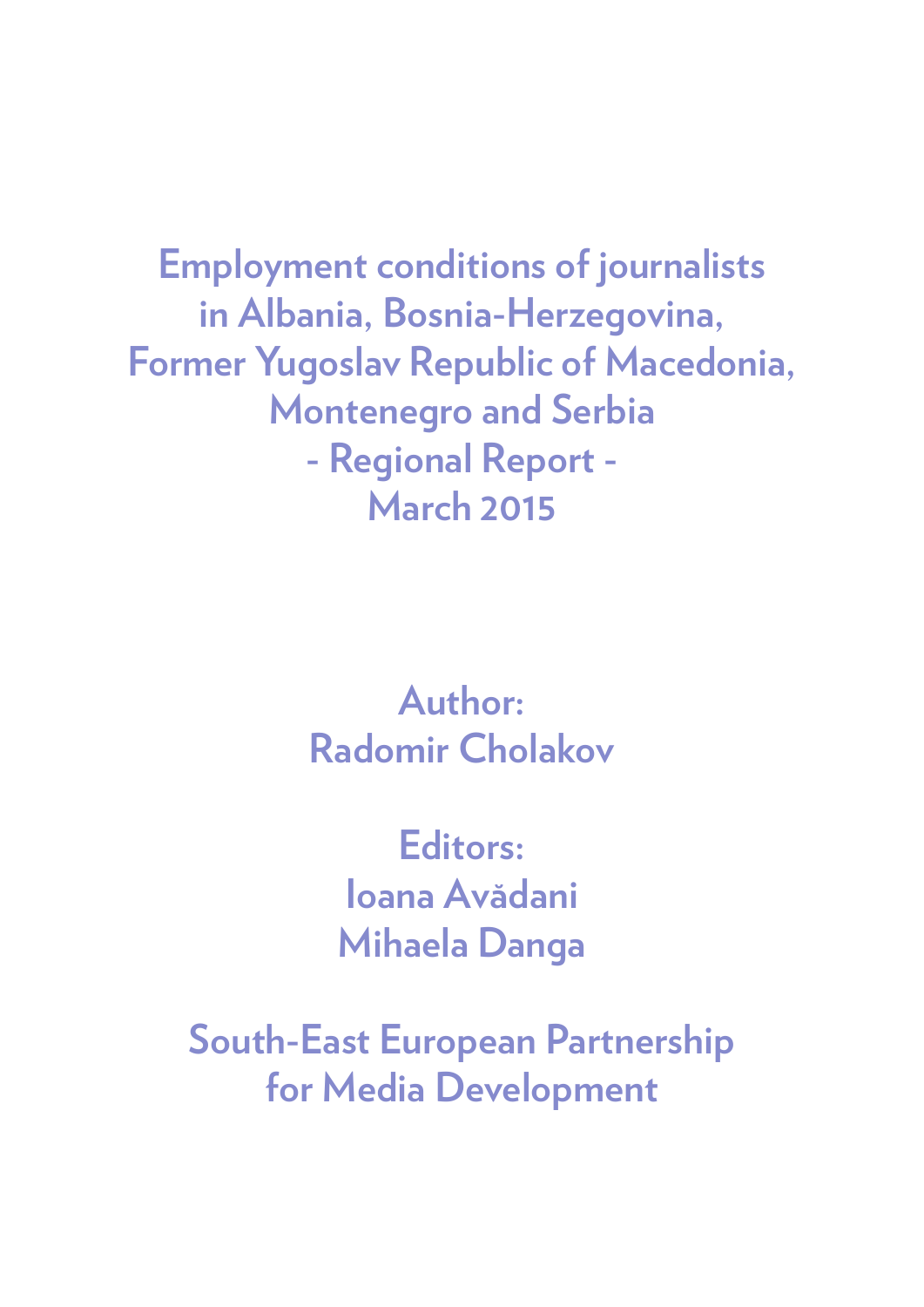# Employment conditions of journalists in Albania, Bosnia-Herzegovina, Former Yugoslav Republic of Macedonia, Montenegro and Serbia

## - Regional Report -

## March 2015

**Author:**
**Radomir Cholakov**

**Editors:**
**Ioana Avădani**
**Mihaela Danga**

**South-East European Partnership for Media Development**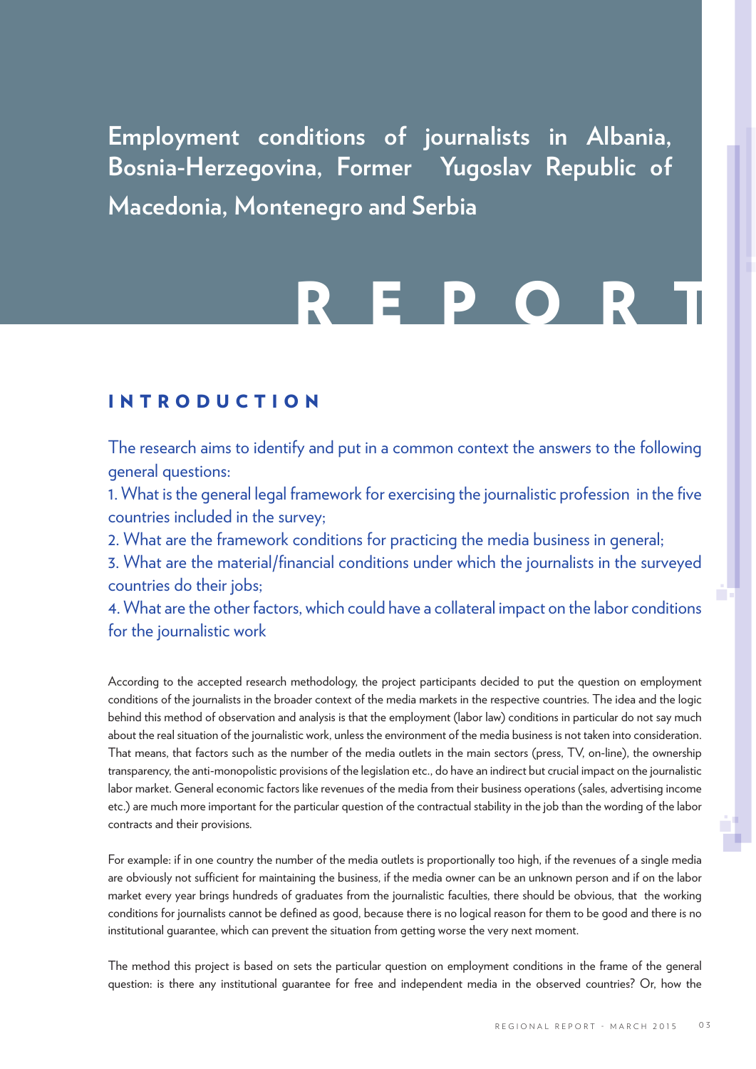# Employment conditions of journalists in Albania, Bosnia-Herzegovina, Former Yugoslav Republic of Macedonia, Montenegro and Serbia

# REPORT

## INTRODUCTION

The research aims to identify and put in a common context the answers to the following general questions:

1. What is the general legal framework for exercising the journalistic profession in the five countries included in the survey;
2. What are the framework conditions for practicing the media business in general;
3. What are the material/financial conditions under which the journalists in the surveyed countries do their jobs;
4. What are the other factors, which could have a collateral impact on the labor conditions for the journalistic work

According to the accepted research methodology, the project participants decided to put the question on employment conditions of the journalists in the broader context of the media markets in the respective countries. The idea and the logic behind this method of observation and analysis is that the employment (labor law) conditions in particular do not say much about the real situation of the journalistic work, unless the environment of the media business is not taken into consideration. That means, that factors such as the number of the media outlets in the main sectors (press, TV, on-line), the ownership transparency, the anti-monopolistic provisions of the legislation etc., do have an indirect but crucial impact on the journalistic labor market. General economic factors like revenues of the media from their business operations (sales, advertising income etc.) are much more important for the particular question of the contractual stability in the job than the wording of the labor contracts and their provisions.

For example: if in one country the number of the media outlets is proportionally too high, if the revenues of a single media are obviously not sufficient for maintaining the business, if the media owner can be an unknown person and if on the labor market every year brings hundreds of graduates from the journalistic faculties, there should be obvious, that the working conditions for journalists cannot be defined as good, because there is no logical reason for them to be good and there is no institutional guarantee, which can prevent the situation from getting worse the very next moment.

The method this project is based on sets the particular question on employment conditions in the frame of the general question: is there any institutional guarantee for free and independent media in the observed countries? Or, how the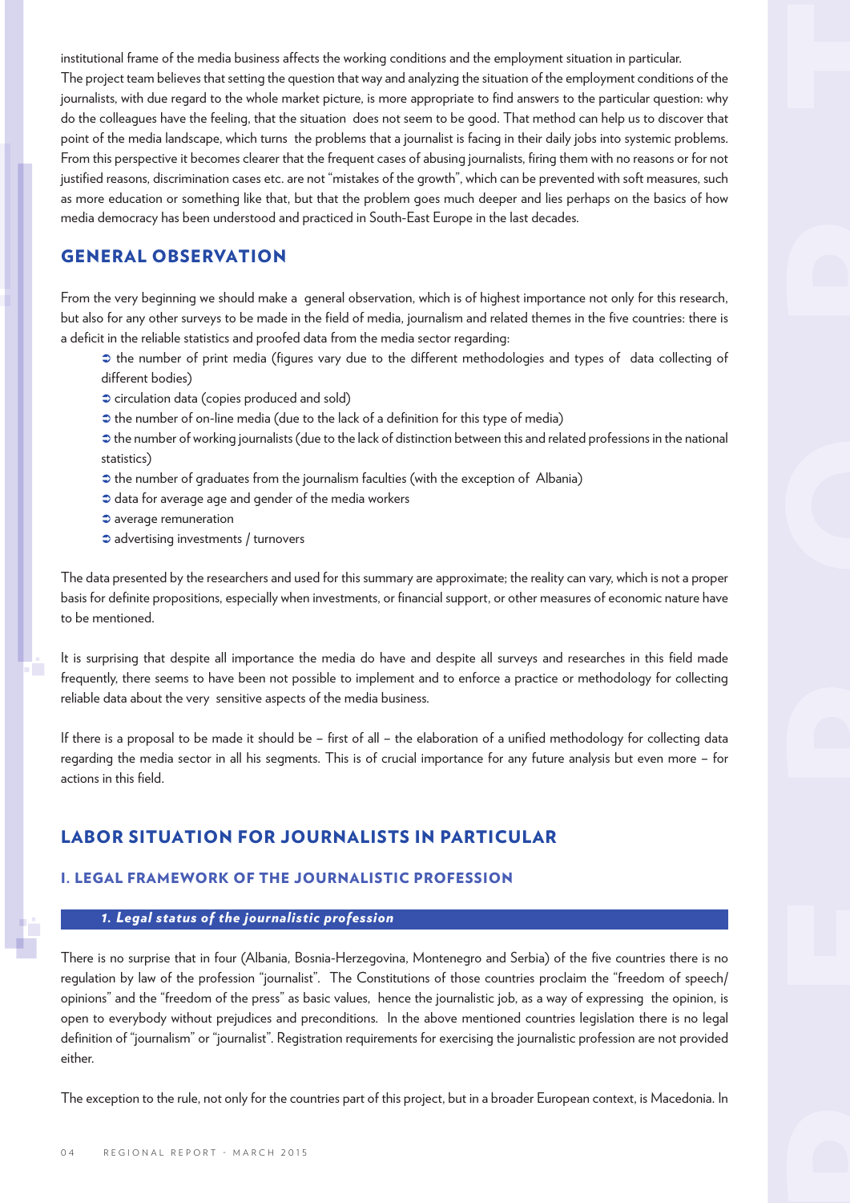institutional frame of the media business affects the working conditions and the employment situation in particular.

The project team believes that setting the question that way and analyzing the situation of the employment conditions of the journalists, with due regard to the whole market picture, is more appropriate to find answers to the particular question: why do the colleagues have the feeling, that the situation does not seem to be good. That method can help us to discover that point of the media landscape, which turns the problems that a journalist is facing in their daily jobs into systemic problems. From this perspective it becomes clearer that the frequent cases of abusing journalists, firing them with no reasons or for not justified reasons, discrimination cases etc. are not "mistakes of the growth", which can be prevented with soft measures, such as more education or something like that, but that the problem goes much deeper and lies perhaps on the basics of how media democracy has been understood and practiced in South-East Europe in the last decades.

## GENERAL OBSERVATION

From the very beginning we should make a general observation, which is of highest importance not only for this research, but also for any other surveys to be made in the field of media, journalism and related themes in the five countries: there is a deficit in the reliable statistics and proofed data from the media sector regarding:

- the number of print media (figures vary due to the different methodologies and types of data collecting of different bodies)
- circulation data (copies produced and sold)
- the number of on-line media (due to the lack of a definition for this type of media)
- the number of working journalists (due to the lack of distinction between this and related professions in the national statistics)
- the number of graduates from the journalism faculties (with the exception of Albania)
- data for average age and gender of the media workers
- average remuneration
- advertising investments / turnovers

The data presented by the researchers and used for this summary are approximate; the reality can vary, which is not a proper basis for definite propositions, especially when investments, or financial support, or other measures of economic nature have to be mentioned.

It is surprising that despite all importance the media do have and despite all surveys and researches in this field made frequently, there seems to have been not possible to implement and to enforce a practice or methodology for collecting reliable data about the very sensitive aspects of the media business.

If there is a proposal to be made it should be – first of all – the elaboration of a unified methodology for collecting data regarding the media sector in all his segments. This is of crucial importance for any future analysis but even more – for actions in this field.

## LABOR SITUATION FOR JOURNALISTS IN PARTICULAR

### I. LEGAL FRAMEWORK OF THE JOURNALISTIC PROFESSION

#### *1. Legal status of the journalistic profession*

There is no surprise that in four (Albania, Bosnia-Herzegovina, Montenegro and Serbia) of the five countries there is no regulation by law of the profession "journalist". The Constitutions of those countries proclaim the "freedom of speech/ opinions" and the "freedom of the press" as basic values, hence the journalistic job, as a way of expressing the opinion, is open to everybody without prejudices and preconditions. In the above mentioned countries legislation there is no legal definition of "journalism" or "journalist". Registration requirements for exercising the journalistic profession are not provided either.

The exception to the rule, not only for the countries part of this project, but in a broader European context, is Macedonia. In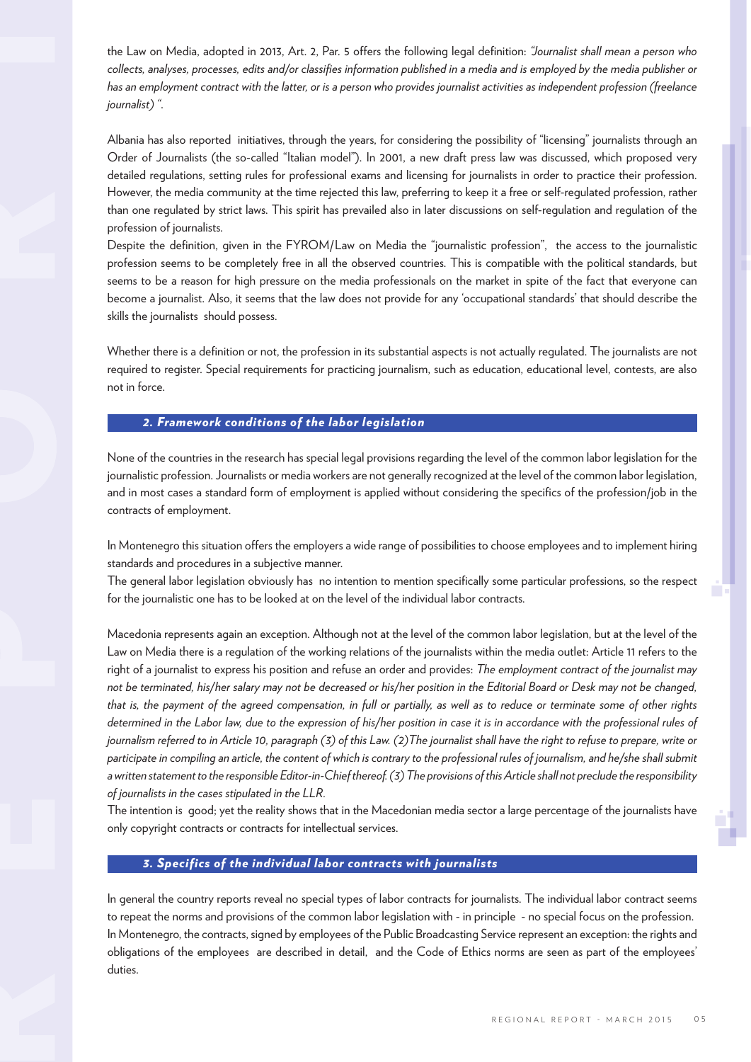the Law on Media, adopted in 2013, Art. 2, Par. 5 offers the following legal definition: *"Journalist shall mean a person who collects, analyses, processes, edits and/or classifies information published in a media and is employed by the media publisher or has an employment contract with the latter, or is a person who provides journalist activities as independent profession (freelance journalist) "*.

Albania has also reported initiatives, through the years, for considering the possibility of "licensing" journalists through an Order of Journalists (the so-called "Italian model"). In 2001, a new draft press law was discussed, which proposed very detailed regulations, setting rules for professional exams and licensing for journalists in order to practice their profession. However, the media community at the time rejected this law, preferring to keep it a free or self-regulated profession, rather than one regulated by strict laws. This spirit has prevailed also in later discussions on self-regulation and regulation of the profession of journalists.

Despite the definition, given in the FYROM/Law on Media the "journalistic profession", the access to the journalistic profession seems to be completely free in all the observed countries. This is compatible with the political standards, but seems to be a reason for high pressure on the media professionals on the market in spite of the fact that everyone can become a journalist. Also, it seems that the law does not provide for any 'occupational standards' that should describe the skills the journalists should possess.

Whether there is a definition or not, the profession in its substantial aspects is not actually regulated. The journalists are not required to register. Special requirements for practicing journalism, such as education, educational level, contests, are also not in force.

## 2. Framework conditions of the labor legislation

None of the countries in the research has special legal provisions regarding the level of the common labor legislation for the journalistic profession. Journalists or media workers are not generally recognized at the level of the common labor legislation, and in most cases a standard form of employment is applied without considering the specifics of the profession/job in the contracts of employment.

In Montenegro this situation offers the employers a wide range of possibilities to choose employees and to implement hiring standards and procedures in a subjective manner.

The general labor legislation obviously has no intention to mention specifically some particular professions, so the respect for the journalistic one has to be looked at on the level of the individual labor contracts.

Macedonia represents again an exception. Although not at the level of the common labor legislation, but at the level of the Law on Media there is a regulation of the working relations of the journalists within the media outlet: Article 11 refers to the right of a journalist to express his position and refuse an order and provides: *The employment contract of the journalist may not be terminated, his/her salary may not be decreased or his/her position in the Editorial Board or Desk may not be changed, that is, the payment of the agreed compensation, in full or partially, as well as to reduce or terminate some of other rights determined in the Labor law, due to the expression of his/her position in case it is in accordance with the professional rules of journalism referred to in Article 10, paragraph (3) of this Law. (2)The journalist shall have the right to refuse to prepare, write or participate in compiling an article, the content of which is contrary to the professional rules of journalism, and he/she shall submit a written statement to the responsible Editor-in-Chief thereof. (3) The provisions of this Article shall not preclude the responsibility of journalists in the cases stipulated in the LLR.*

The intention is good; yet the reality shows that in the Macedonian media sector a large percentage of the journalists have only copyright contracts or contracts for intellectual services.

## 3. Specifics of the individual labor contracts with journalists

In general the country reports reveal no special types of labor contracts for journalists. The individual labor contract seems to repeat the norms and provisions of the common labor legislation with - in principle - no special focus on the profession.

In Montenegro, the contracts, signed by employees of the Public Broadcasting Service represent an exception: the rights and obligations of the employees are described in detail, and the Code of Ethics norms are seen as part of the employees' duties.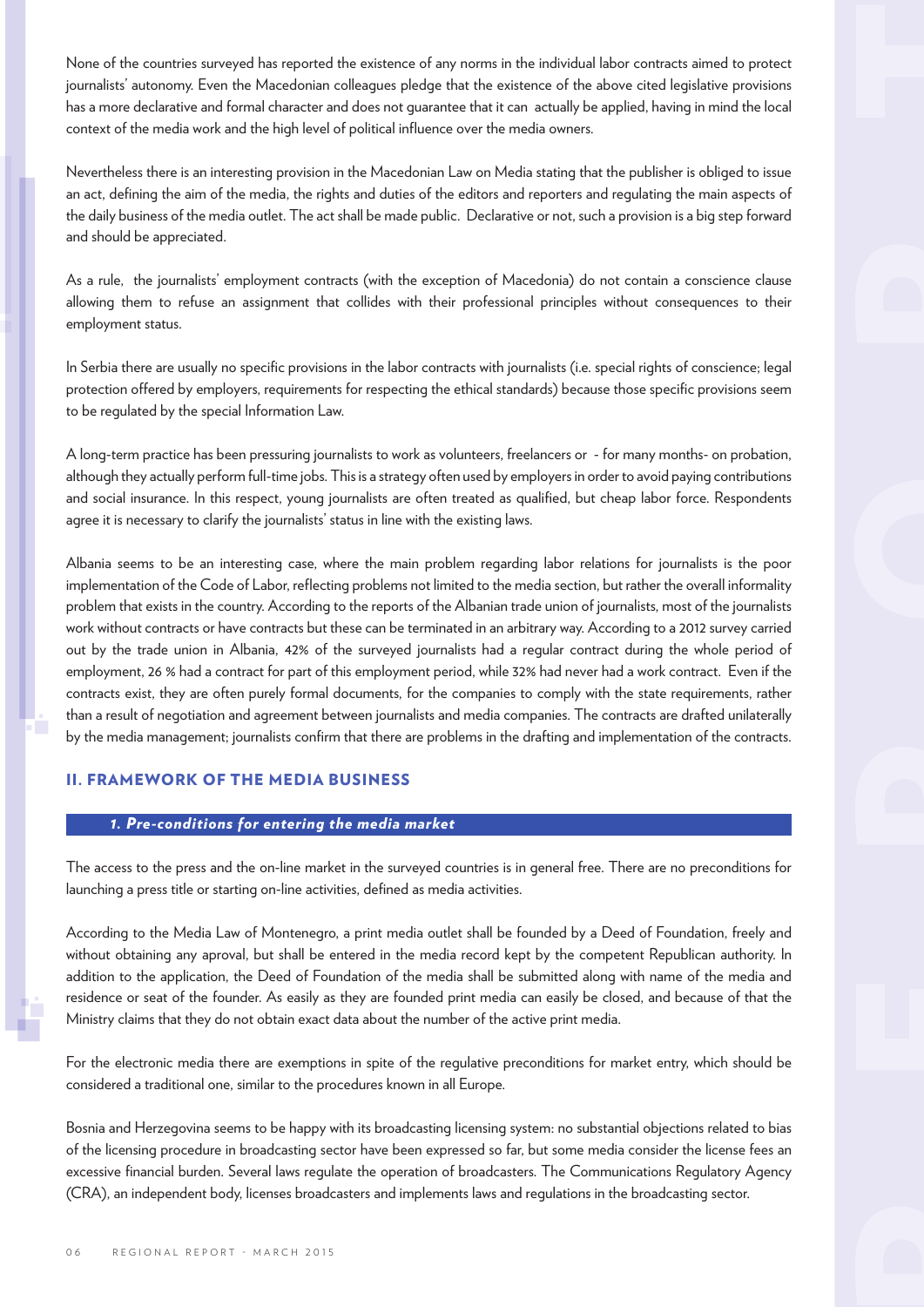None of the countries surveyed has reported the existence of any norms in the individual labor contracts aimed to protect journalists' autonomy. Even the Macedonian colleagues pledge that the existence of the above cited legislative provisions has a more declarative and formal character and does not guarantee that it can actually be applied, having in mind the local context of the media work and the high level of political influence over the media owners.

Nevertheless there is an interesting provision in the Macedonian Law on Media stating that the publisher is obliged to issue an act, defining the aim of the media, the rights and duties of the editors and reporters and regulating the main aspects of the daily business of the media outlet. The act shall be made public. Declarative or not, such a provision is a big step forward and should be appreciated.

As a rule, the journalists' employment contracts (with the exception of Macedonia) do not contain a conscience clause allowing them to refuse an assignment that collides with their professional principles without consequences to their employment status.

In Serbia there are usually no specific provisions in the labor contracts with journalists (i.e. special rights of conscience; legal protection offered by employers, requirements for respecting the ethical standards) because those specific provisions seem to be regulated by the special Information Law.

A long-term practice has been pressuring journalists to work as volunteers, freelancers or - for many months- on probation, although they actually perform full-time jobs. This is a strategy often used by employers in order to avoid paying contributions and social insurance. In this respect, young journalists are often treated as qualified, but cheap labor force. Respondents agree it is necessary to clarify the journalists' status in line with the existing laws.

Albania seems to be an interesting case, where the main problem regarding labor relations for journalists is the poor implementation of the Code of Labor, reflecting problems not limited to the media section, but rather the overall informality problem that exists in the country. According to the reports of the Albanian trade union of journalists, most of the journalists work without contracts or have contracts but these can be terminated in an arbitrary way. According to a 2012 survey carried out by the trade union in Albania, 42% of the surveyed journalists had a regular contract during the whole period of employment, 26 % had a contract for part of this employment period, while 32% had never had a work contract. Even if the contracts exist, they are often purely formal documents, for the companies to comply with the state requirements, rather than a result of negotiation and agreement between journalists and media companies. The contracts are drafted unilaterally by the media management; journalists confirm that there are problems in the drafting and implementation of the contracts.

## II. FRAMEWORK OF THE MEDIA BUSINESS

### *1. Pre-conditions for entering the media market*

The access to the press and the on-line market in the surveyed countries is in general free. There are no preconditions for launching a press title or starting on-line activities, defined as media activities.

According to the Media Law of Montenegro, a print media outlet shall be founded by a Deed of Foundation, freely and without obtaining any aproval, but shall be entered in the media record kept by the competent Republican authority. In addition to the application, the Deed of Foundation of the media shall be submitted along with name of the media and residence or seat of the founder. As easily as they are founded print media can easily be closed, and because of that the Ministry claims that they do not obtain exact data about the number of the active print media.

For the electronic media there are exemptions in spite of the regulative preconditions for market entry, which should be considered a traditional one, similar to the procedures known in all Europe.

Bosnia and Herzegovina seems to be happy with its broadcasting licensing system: no substantial objections related to bias of the licensing procedure in broadcasting sector have been expressed so far, but some media consider the license fees an excessive financial burden. Several laws regulate the operation of broadcasters. The Communications Regulatory Agency (CRA), an independent body, licenses broadcasters and implements laws and regulations in the broadcasting sector.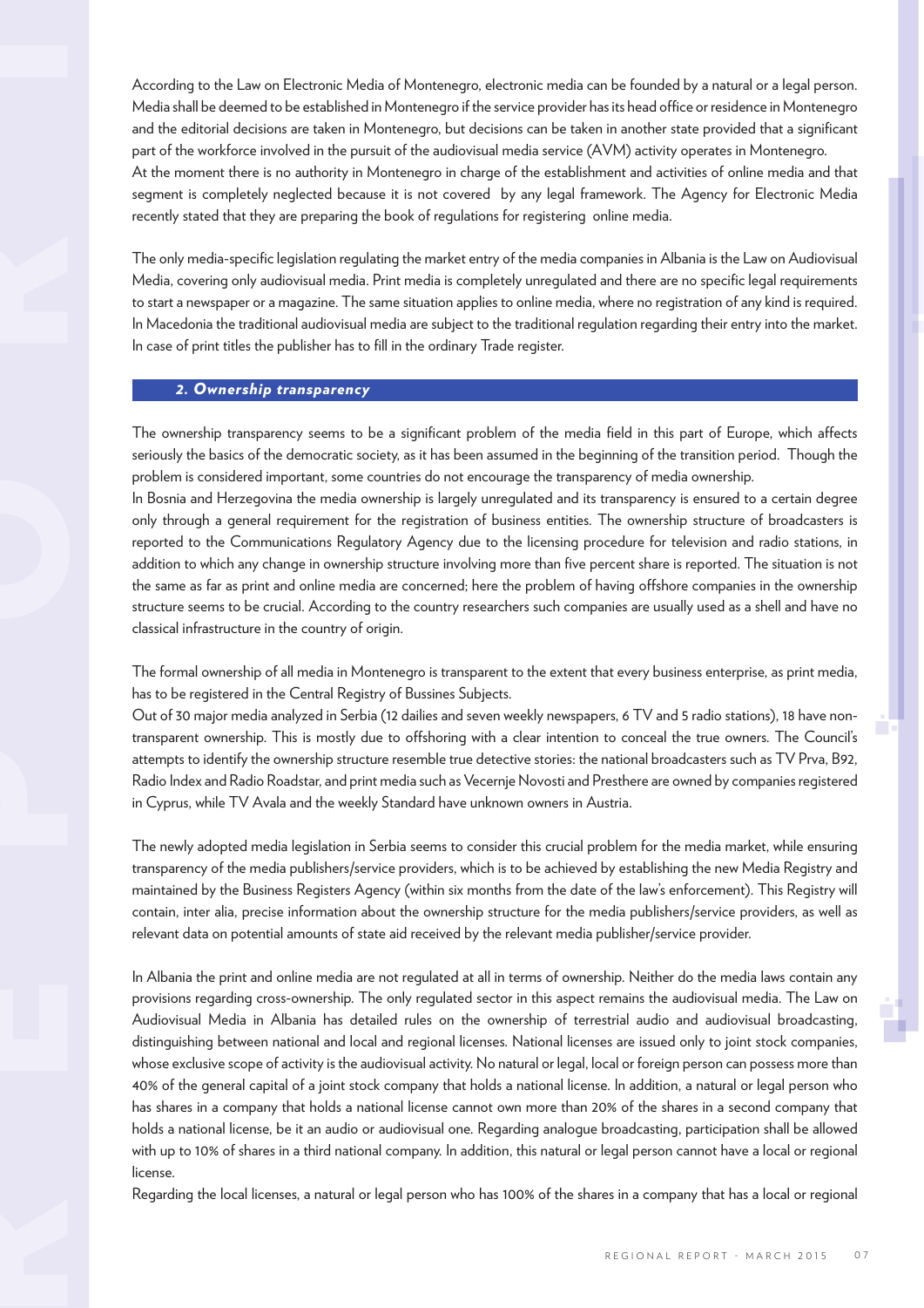According to the Law on Electronic Media of Montenegro, electronic media can be founded by a natural or a legal person. Media shall be deemed to be established in Montenegro if the service provider has its head office or residence in Montenegro and the editorial decisions are taken in Montenegro, but decisions can be taken in another state provided that a significant part of the workforce involved in the pursuit of the audiovisual media service (AVM) activity operates in Montenegro.
At the moment there is no authority in Montenegro in charge of the establishment and activities of online media and that segment is completely neglected because it is not covered by any legal framework. The Agency for Electronic Media recently stated that they are preparing the book of regulations for registering online media.

The only media-specific legislation regulating the market entry of the media companies in Albania is the Law on Audiovisual Media, covering only audiovisual media. Print media is completely unregulated and there are no specific legal requirements to start a newspaper or a magazine. The same situation applies to online media, where no registration of any kind is required.
In Macedonia the traditional audiovisual media are subject to the traditional regulation regarding their entry into the market. In case of print titles the publisher has to fill in the ordinary Trade register.

## *2. Ownership transparency*

The ownership transparency seems to be a significant problem of the media field in this part of Europe, which affects seriously the basics of the democratic society, as it has been assumed in the beginning of the transition period. Though the problem is considered important, some countries do not encourage the transparency of media ownership.
In Bosnia and Herzegovina the media ownership is largely unregulated and its transparency is ensured to a certain degree only through a general requirement for the registration of business entities. The ownership structure of broadcasters is reported to the Communications Regulatory Agency due to the licensing procedure for television and radio stations, in addition to which any change in ownership structure involving more than five percent share is reported. The situation is not the same as far as print and online media are concerned; here the problem of having offshore companies in the ownership structure seems to be crucial. According to the country researchers such companies are usually used as a shell and have no classical infrastructure in the country of origin.

The formal ownership of all media in Montenegro is transparent to the extent that every business enterprise, as print media, has to be registered in the Central Registry of Bussines Subjects.
Out of 30 major media analyzed in Serbia (12 dailies and seven weekly newspapers, 6 TV and 5 radio stations), 18 have non-transparent ownership. This is mostly due to offshoring with a clear intention to conceal the true owners. The Council's attempts to identify the ownership structure resemble true detective stories: the national broadcasters such as TV Prva, B92, Radio Index and Radio Roadstar, and print media such as Vecernje Novosti and Presthere are owned by companies registered in Cyprus, while TV Avala and the weekly Standard have unknown owners in Austria.

The newly adopted media legislation in Serbia seems to consider this crucial problem for the media market, while ensuring transparency of the media publishers/service providers, which is to be achieved by establishing the new Media Registry and maintained by the Business Registers Agency (within six months from the date of the law's enforcement). This Registry will contain, inter alia, precise information about the ownership structure for the media publishers/service providers, as well as relevant data on potential amounts of state aid received by the relevant media publisher/service provider.

In Albania the print and online media are not regulated at all in terms of ownership. Neither do the media laws contain any provisions regarding cross-ownership. The only regulated sector in this aspect remains the audiovisual media. The Law on Audiovisual Media in Albania has detailed rules on the ownership of terrestrial audio and audiovisual broadcasting, distinguishing between national and local and regional licenses. National licenses are issued only to joint stock companies, whose exclusive scope of activity is the audiovisual activity. No natural or legal, local or foreign person can possess more than 40% of the general capital of a joint stock company that holds a national license. In addition, a natural or legal person who has shares in a company that holds a national license cannot own more than 20% of the shares in a second company that holds a national license, be it an audio or audiovisual one. Regarding analogue broadcasting, participation shall be allowed with up to 10% of shares in a third national company. In addition, this natural or legal person cannot have a local or regional license.
Regarding the local licenses, a natural or legal person who has 100% of the shares in a company that has a local or regional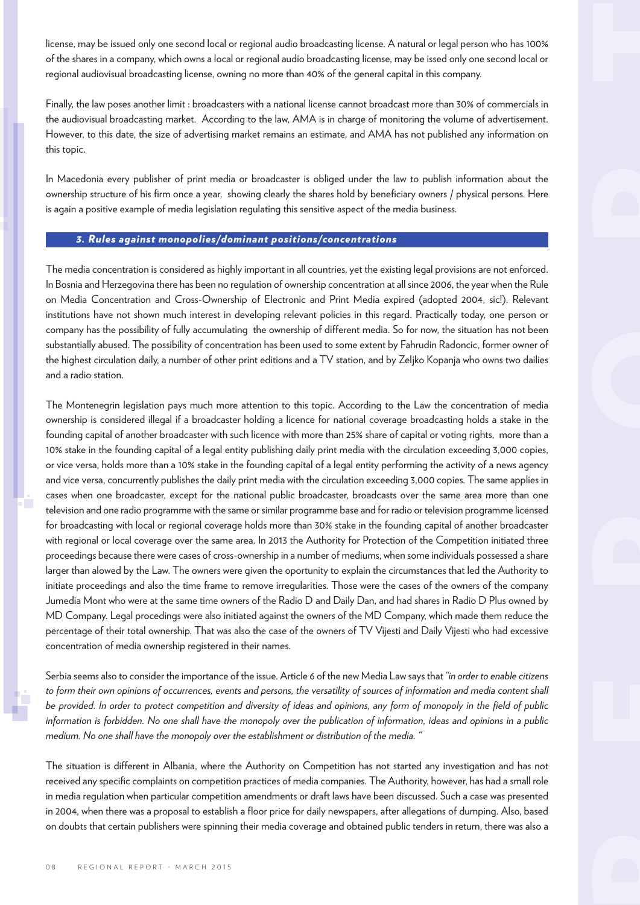license, may be issued only one second local or regional audio broadcasting license. A natural or legal person who has 100% of the shares in a company, which owns a local or regional audio broadcasting license, may be issed only one second local or regional audiovisual broadcasting license, owning no more than 40% of the general capital in this company.

Finally, the law poses another limit : broadcasters with a national license cannot broadcast more than 30% of commercials in the audiovisual broadcasting market. According to the law, AMA is in charge of monitoring the volume of advertisement. However, to this date, the size of advertising market remains an estimate, and AMA has not published any information on this topic.

In Macedonia every publisher of print media or broadcaster is obliged under the law to publish information about the ownership structure of his firm once a year, showing clearly the shares hold by beneficiary owners / physical persons. Here is again a positive example of media legislation regulating this sensitive aspect of the media business.

### *3. Rules against monopolies/dominant positions/concentrations*

The media concentration is considered as highly important in all countries, yet the existing legal provisions are not enforced. In Bosnia and Herzegovina there has been no regulation of ownership concentration at all since 2006, the year when the Rule on Media Concentration and Cross-Ownership of Electronic and Print Media expired (adopted 2004, sic!). Relevant institutions have not shown much interest in developing relevant policies in this regard. Practically today, one person or company has the possibility of fully accumulating the ownership of different media. So for now, the situation has not been substantially abused. The possibility of concentration has been used to some extent by Fahrudin Radoncic, former owner of the highest circulation daily, a number of other print editions and a TV station, and by Zeljko Kopanja who owns two dailies and a radio station.

The Montenegrin legislation pays much more attention to this topic. According to the Law the concentration of media ownership is considered illegal if a broadcaster holding a licence for national coverage broadcasting holds a stake in the founding capital of another broadcaster with such licence with more than 25% share of capital or voting rights, more than a 10% stake in the founding capital of a legal entity publishing daily print media with the circulation exceeding 3,000 copies, or vice versa, holds more than a 10% stake in the founding capital of a legal entity performing the activity of a news agency and vice versa, concurrently publishes the daily print media with the circulation exceeding 3,000 copies. The same applies in cases when one broadcaster, except for the national public broadcaster, broadcasts over the same area more than one television and one radio programme with the same or similar programme base and for radio or television programme licensed for broadcasting with local or regional coverage holds more than 30% stake in the founding capital of another broadcaster with regional or local coverage over the same area. In 2013 the Authority for Protection of the Competition initiated three proceedings because there were cases of cross-ownership in a number of mediums, when some individuals possessed a share larger than alowed by the Law. The owners were given the oportunity to explain the circumstances that led the Authority to initiate proceedings and also the time frame to remove irregularities. Those were the cases of the owners of the company Jumedia Mont who were at the same time owners of the Radio D and Daily Dan, and had shares in Radio D Plus owned by MD Company. Legal procedings were also initiated against the owners of the MD Company, which made them reduce the percentage of their total ownership. That was also the case of the owners of TV Vijesti and Daily Vijesti who had excessive concentration of media ownership registered in their names.

Serbia seems also to consider the importance of the issue. Article 6 of the new Media Law says that *"in order to enable citizens to form their own opinions of occurrences, events and persons, the versatility of sources of information and media content shall be provided. In order to protect competition and diversity of ideas and opinions, any form of monopoly in the field of public information is forbidden. No one shall have the monopoly over the publication of information, ideas and opinions in a public medium. No one shall have the monopoly over the establishment or distribution of the media. "*

The situation is different in Albania, where the Authority on Competition has not started any investigation and has not received any specific complaints on competition practices of media companies. The Authority, however, has had a small role in media regulation when particular competition amendments or draft laws have been discussed. Such a case was presented in 2004, when there was a proposal to establish a floor price for daily newspapers, after allegations of dumping. Also, based on doubts that certain publishers were spinning their media coverage and obtained public tenders in return, there was also a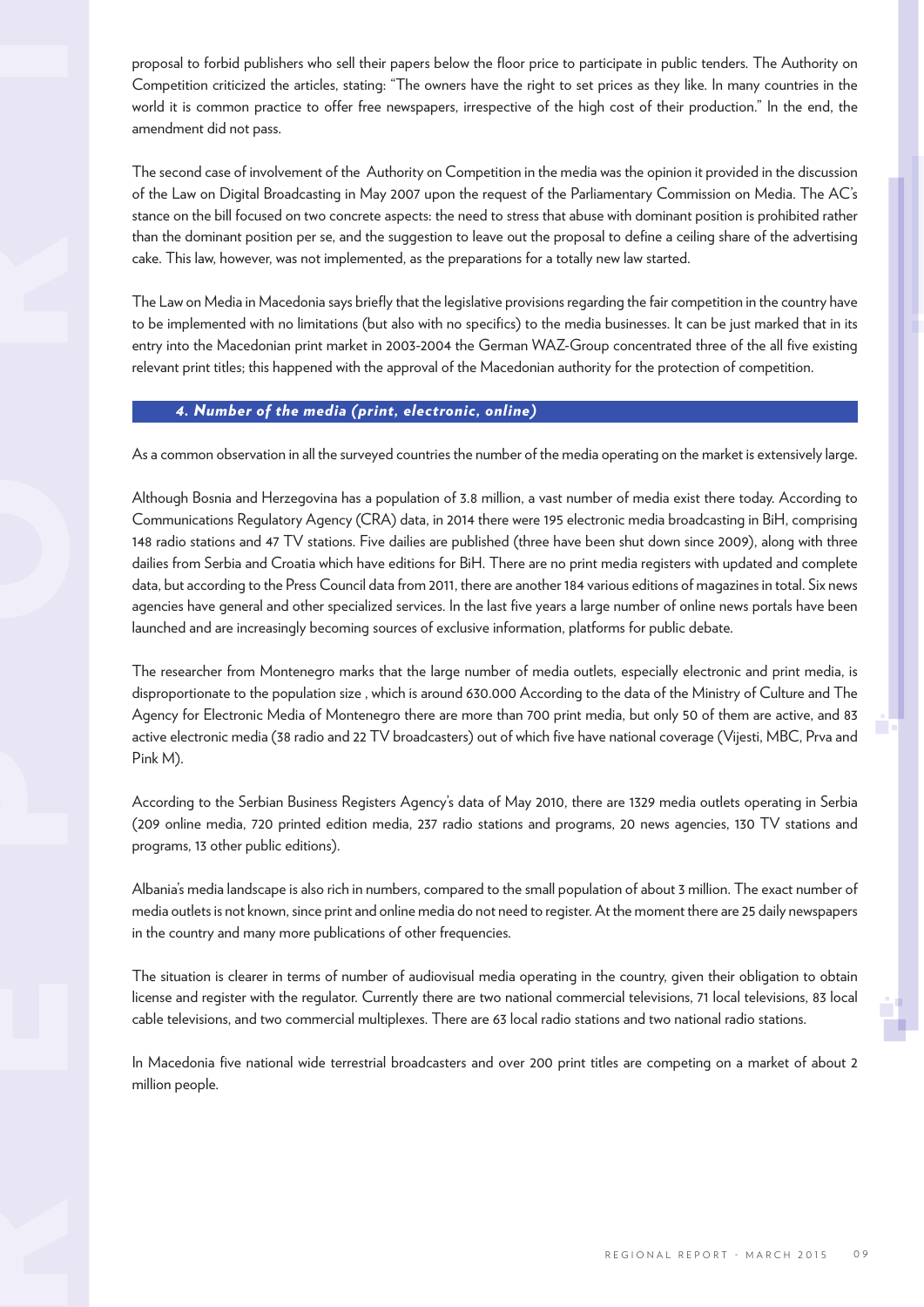proposal to forbid publishers who sell their papers below the floor price to participate in public tenders. The Authority on Competition criticized the articles, stating: "The owners have the right to set prices as they like. In many countries in the world it is common practice to offer free newspapers, irrespective of the high cost of their production." In the end, the amendment did not pass.

The second case of involvement of the Authority on Competition in the media was the opinion it provided in the discussion of the Law on Digital Broadcasting in May 2007 upon the request of the Parliamentary Commission on Media. The AC's stance on the bill focused on two concrete aspects: the need to stress that abuse with dominant position is prohibited rather than the dominant position per se, and the suggestion to leave out the proposal to define a ceiling share of the advertising cake. This law, however, was not implemented, as the preparations for a totally new law started.

The Law on Media in Macedonia says briefly that the legislative provisions regarding the fair competition in the country have to be implemented with no limitations (but also with no specifics) to the media businesses. It can be just marked that in its entry into the Macedonian print market in 2003-2004 the German WAZ-Group concentrated three of the all five existing relevant print titles; this happened with the approval of the Macedonian authority for the protection of competition.

## 4. Number of the media (print, electronic, online)

As a common observation in all the surveyed countries the number of the media operating on the market is extensively large.

Although Bosnia and Herzegovina has a population of 3.8 million, a vast number of media exist there today. According to Communications Regulatory Agency (CRA) data, in 2014 there were 195 electronic media broadcasting in BiH, comprising 148 radio stations and 47 TV stations. Five dailies are published (three have been shut down since 2009), along with three dailies from Serbia and Croatia which have editions for BiH. There are no print media registers with updated and complete data, but according to the Press Council data from 2011, there are another 184 various editions of magazines in total. Six news agencies have general and other specialized services. In the last five years a large number of online news portals have been launched and are increasingly becoming sources of exclusive information, platforms for public debate.

The researcher from Montenegro marks that the large number of media outlets, especially electronic and print media, is disproportionate to the population size , which is around 630.000 According to the data of the Ministry of Culture and The Agency for Electronic Media of Montenegro there are more than 700 print media, but only 50 of them are active, and 83 active electronic media (38 radio and 22 TV broadcasters) out of which five have national coverage (Vijesti, MBC, Prva and Pink M).

According to the Serbian Business Registers Agency's data of May 2010, there are 1329 media outlets operating in Serbia (209 online media, 720 printed edition media, 237 radio stations and programs, 20 news agencies, 130 TV stations and programs, 13 other public editions).

Albania's media landscape is also rich in numbers, compared to the small population of about 3 million. The exact number of media outlets is not known, since print and online media do not need to register. At the moment there are 25 daily newspapers in the country and many more publications of other frequencies.

The situation is clearer in terms of number of audiovisual media operating in the country, given their obligation to obtain license and register with the regulator. Currently there are two national commercial televisions, 71 local televisions, 83 local cable televisions, and two commercial multiplexes. There are 63 local radio stations and two national radio stations.

In Macedonia five national wide terrestrial broadcasters and over 200 print titles are competing on a market of about 2 million people.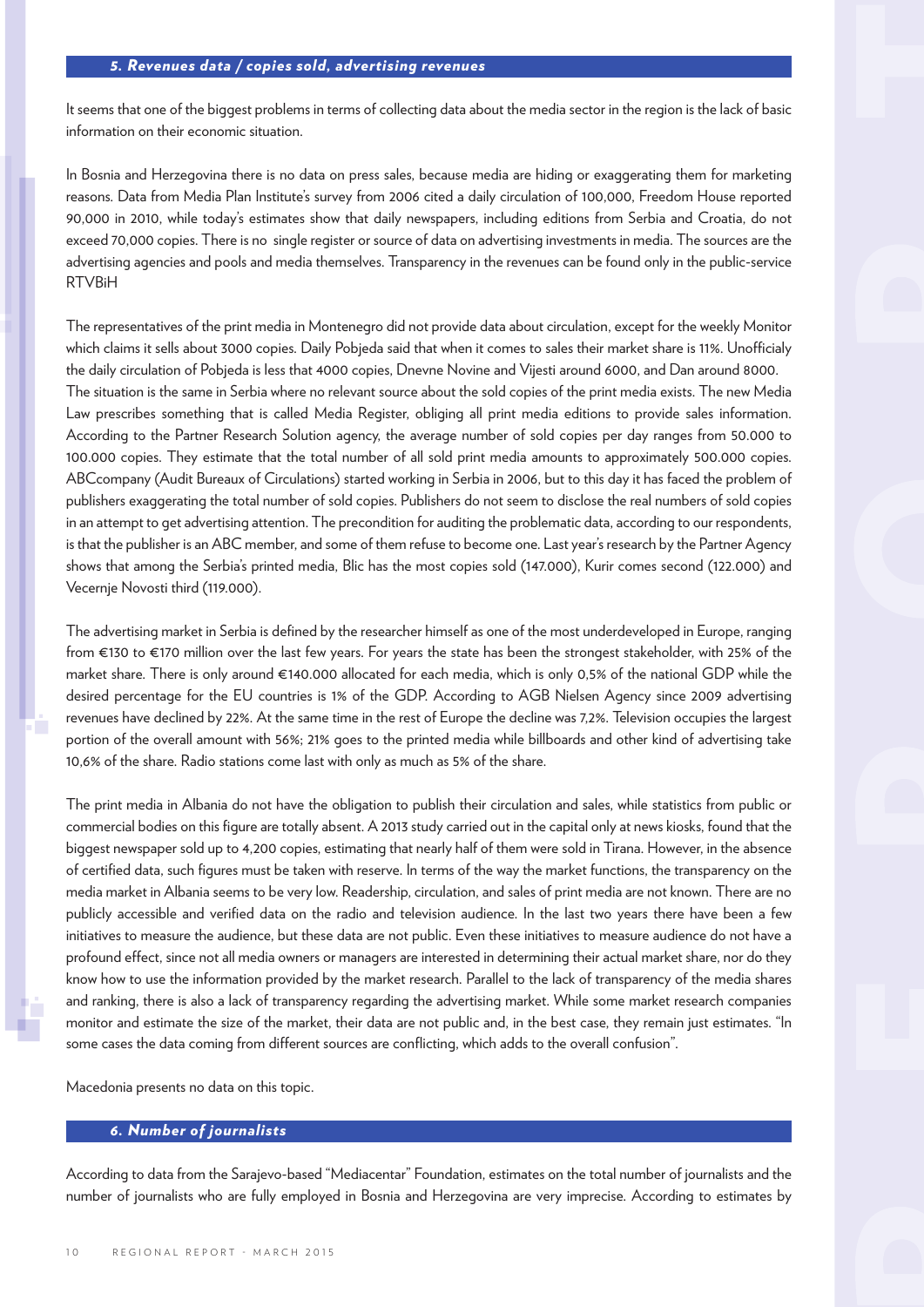## *5. Revenues data / copies sold, advertising revenues*

It seems that one of the biggest problems in terms of collecting data about the media sector in the region is the lack of basic information on their economic situation.

In Bosnia and Herzegovina there is no data on press sales, because media are hiding or exaggerating them for marketing reasons. Data from Media Plan Institute's survey from 2006 cited a daily circulation of 100,000, Freedom House reported 90,000 in 2010, while today's estimates show that daily newspapers, including editions from Serbia and Croatia, do not exceed 70,000 copies. There is no single register or source of data on advertising investments in media. The sources are the advertising agencies and pools and media themselves. Transparency in the revenues can be found only in the public-service RTVBiH

The representatives of the print media in Montenegro did not provide data about circulation, except for the weekly Monitor which claims it sells about 3000 copies. Daily Pobjeda said that when it comes to sales their market share is 11%. Unofficialy the daily circulation of Pobjeda is less that 4000 copies, Dnevne Novine and Vijesti around 6000, and Dan around 8000.
The situation is the same in Serbia where no relevant source about the sold copies of the print media exists. The new Media Law prescribes something that is called Media Register, obliging all print media editions to provide sales information. According to the Partner Research Solution agency, the average number of sold copies per day ranges from 50.000 to 100.000 copies. They estimate that the total number of all sold print media amounts to approximately 500.000 copies. ABCcompany (Audit Bureaux of Circulations) started working in Serbia in 2006, but to this day it has faced the problem of publishers exaggerating the total number of sold copies. Publishers do not seem to disclose the real numbers of sold copies in an attempt to get advertising attention. The precondition for auditing the problematic data, according to our respondents, is that the publisher is an ABC member, and some of them refuse to become one. Last year's research by the Partner Agency shows that among the Serbia's printed media, Blic has the most copies sold (147.000), Kurir comes second (122.000) and Vecernje Novosti third (119.000).

The advertising market in Serbia is defined by the researcher himself as one of the most underdeveloped in Europe, ranging from €130 to €170 million over the last few years. For years the state has been the strongest stakeholder, with 25% of the market share. There is only around €140.000 allocated for each media, which is only 0,5% of the national GDP while the desired percentage for the EU countries is 1% of the GDP. According to AGB Nielsen Agency since 2009 advertising revenues have declined by 22%. At the same time in the rest of Europe the decline was 7,2%. Television occupies the largest portion of the overall amount with 56%; 21% goes to the printed media while billboards and other kind of advertising take 10,6% of the share. Radio stations come last with only as much as 5% of the share.

The print media in Albania do not have the obligation to publish their circulation and sales, while statistics from public or commercial bodies on this figure are totally absent. A 2013 study carried out in the capital only at news kiosks, found that the biggest newspaper sold up to 4,200 copies, estimating that nearly half of them were sold in Tirana. However, in the absence of certified data, such figures must be taken with reserve. In terms of the way the market functions, the transparency on the media market in Albania seems to be very low. Readership, circulation, and sales of print media are not known. There are no publicly accessible and verified data on the radio and television audience. In the last two years there have been a few initiatives to measure the audience, but these data are not public. Even these initiatives to measure audience do not have a profound effect, since not all media owners or managers are interested in determining their actual market share, nor do they know how to use the information provided by the market research. Parallel to the lack of transparency of the media shares and ranking, there is also a lack of transparency regarding the advertising market. While some market research companies monitor and estimate the size of the market, their data are not public and, in the best case, they remain just estimates. "In some cases the data coming from different sources are conflicting, which adds to the overall confusion".

Macedonia presents no data on this topic.

## *6. Number of journalists*

According to data from the Sarajevo-based "Mediacentar" Foundation, estimates on the total number of journalists and the number of journalists who are fully employed in Bosnia and Herzegovina are very imprecise. According to estimates by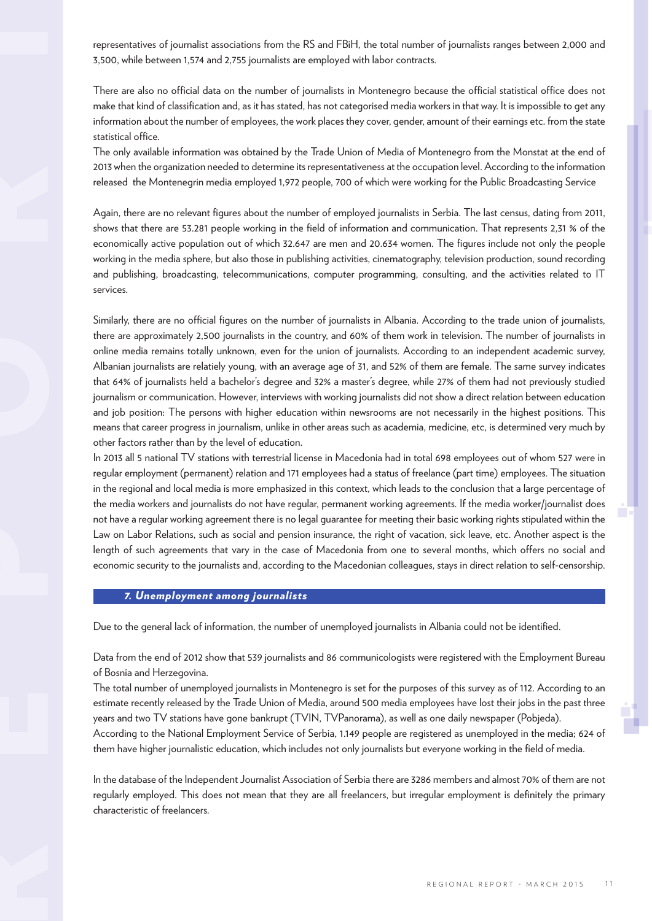representatives of journalist associations from the RS and FBiH, the total number of journalists ranges between 2,000 and 3,500, while between 1,574 and 2,755 journalists are employed with labor contracts.

There are also no official data on the number of journalists in Montenegro because the official statistical office does not make that kind of classification and, as it has stated, has not categorised media workers in that way. It is impossible to get any information about the number of employees, the work places they cover, gender, amount of their earnings etc. from the state statistical office.

The only available information was obtained by the Trade Union of Media of Montenegro from the Monstat at the end of 2013 when the organization needed to determine its representativeness at the occupation level. According to the information released the Montenegrin media employed 1,972 people, 700 of which were working for the Public Broadcasting Service

Again, there are no relevant figures about the number of employed journalists in Serbia. The last census, dating from 2011, shows that there are 53.281 people working in the field of information and communication. That represents 2,31 % of the economically active population out of which 32.647 are men and 20.634 women. The figures include not only the people working in the media sphere, but also those in publishing activities, cinematography, television production, sound recording and publishing, broadcasting, telecommunications, computer programming, consulting, and the activities related to IT services.

Similarly, there are no official figures on the number of journalists in Albania. According to the trade union of journalists, there are approximately 2,500 journalists in the country, and 60% of them work in television. The number of journalists in online media remains totally unknown, even for the union of journalists. According to an independent academic survey, Albanian journalists are relatiely young, with an average age of 31, and 52% of them are female. The same survey indicates that 64% of journalists held a bachelor's degree and 32% a master's degree, while 27% of them had not previously studied journalism or communication. However, interviews with working journalists did not show a direct relation between education and job position: The persons with higher education within newsrooms are not necessarily in the highest positions. This means that career progress in journalism, unlike in other areas such as academia, medicine, etc, is determined very much by other factors rather than by the level of education.

In 2013 all 5 national TV stations with terrestrial license in Macedonia had in total 698 employees out of whom 527 were in regular employment (permanent) relation and 171 employees had a status of freelance (part time) employees. The situation in the regional and local media is more emphasized in this context, which leads to the conclusion that a large percentage of the media workers and journalists do not have regular, permanent working agreements. If the media worker/journalist does not have a regular working agreement there is no legal guarantee for meeting their basic working rights stipulated within the Law on Labor Relations, such as social and pension insurance, the right of vacation, sick leave, etc. Another aspect is the length of such agreements that vary in the case of Macedonia from one to several months, which offers no social and economic security to the journalists and, according to the Macedonian colleagues, stays in direct relation to self-censorship.

## *7. Unemployment among journalists*

Due to the general lack of information, the number of unemployed journalists in Albania could not be identified.

Data from the end of 2012 show that 539 journalists and 86 communicologists were registered with the Employment Bureau of Bosnia and Herzegovina.

The total number of unemployed journalists in Montenegro is set for the purposes of this survey as of 112. According to an estimate recently released by the Trade Union of Media, around 500 media employees have lost their jobs in the past three years and two TV stations have gone bankrupt (TVIN, TVPanorama), as well as one daily newspaper (Pobjeda).

According to the National Employment Service of Serbia, 1.149 people are registered as unemployed in the media; 624 of them have higher journalistic education, which includes not only journalists but everyone working in the field of media.

In the database of the Independent Journalist Association of Serbia there are 3286 members and almost 70% of them are not regularly employed. This does not mean that they are all freelancers, but irregular employment is definitely the primary characteristic of freelancers.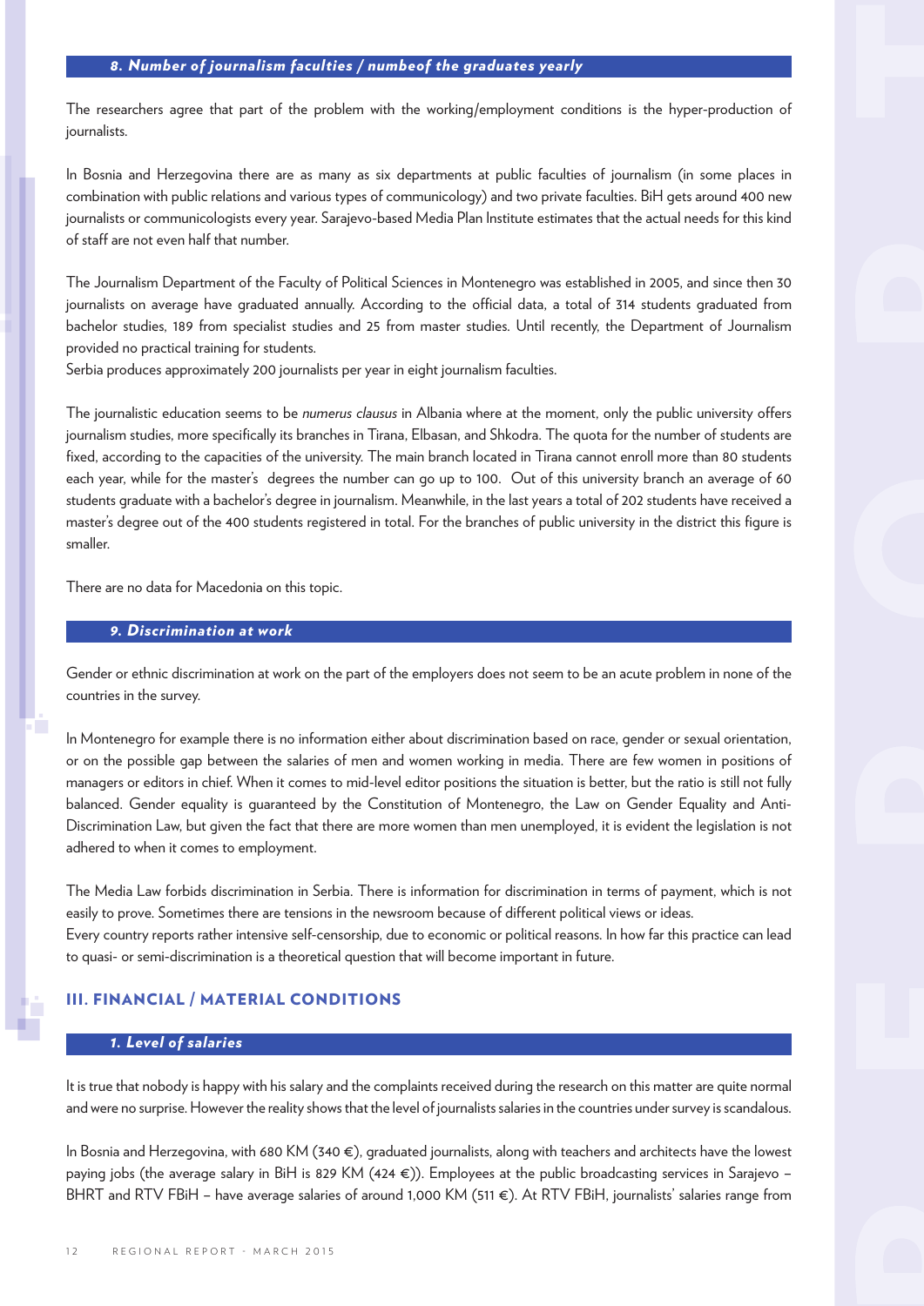### 8. Number of journalism faculties / numbeof the graduates yearly

The researchers agree that part of the problem with the working/employment conditions is the hyper-production of journalists.

In Bosnia and Herzegovina there are as many as six departments at public faculties of journalism (in some places in combination with public relations and various types of communicology) and two private faculties. BiH gets around 400 new journalists or communicologists every year. Sarajevo-based Media Plan Institute estimates that the actual needs for this kind of staff are not even half that number.

The Journalism Department of the Faculty of Political Sciences in Montenegro was established in 2005, and since then 30 journalists on average have graduated annually. According to the official data, a total of 314 students graduated from bachelor studies, 189 from specialist studies and 25 from master studies. Until recently, the Department of Journalism provided no practical training for students.

Serbia produces approximately 200 journalists per year in eight journalism faculties.

The journalistic education seems to be *numerus clausus* in Albania where at the moment, only the public university offers journalism studies, more specifically its branches in Tirana, Elbasan, and Shkodra. The quota for the number of students are fixed, according to the capacities of the university. The main branch located in Tirana cannot enroll more than 80 students each year, while for the master's degrees the number can go up to 100. Out of this university branch an average of 60 students graduate with a bachelor's degree in journalism. Meanwhile, in the last years a total of 202 students have received a master's degree out of the 400 students registered in total. For the branches of public university in the district this figure is smaller.

There are no data for Macedonia on this topic.

### 9. Discrimination at work

Gender or ethnic discrimination at work on the part of the employers does not seem to be an acute problem in none of the countries in the survey.

In Montenegro for example there is no information either about discrimination based on race, gender or sexual orientation, or on the possible gap between the salaries of men and women working in media. There are few women in positions of managers or editors in chief. When it comes to mid-level editor positions the situation is better, but the ratio is still not fully balanced. Gender equality is guaranteed by the Constitution of Montenegro, the Law on Gender Equality and Anti-Discrimination Law, but given the fact that there are more women than men unemployed, it is evident the legislation is not adhered to when it comes to employment.

The Media Law forbids discrimination in Serbia. There is information for discrimination in terms of payment, which is not easily to prove. Sometimes there are tensions in the newsroom because of different political views or ideas.

Every country reports rather intensive self-censorship, due to economic or political reasons. In how far this practice can lead to quasi- or semi-discrimination is a theoretical question that will become important in future.

## III. FINANCIAL / MATERIAL CONDITIONS

### 1. Level of salaries

It is true that nobody is happy with his salary and the complaints received during the research on this matter are quite normal and were no surprise. However the reality shows that the level of journalists salaries in the countries under survey is scandalous.

In Bosnia and Herzegovina, with 680 KM (340 €), graduated journalists, along with teachers and architects have the lowest paying jobs (the average salary in BiH is 829 KM (424 €)). Employees at the public broadcasting services in Sarajevo – BHRT and RTV FBiH – have average salaries of around 1,000 KM (511 €). At RTV FBiH, journalists' salaries range from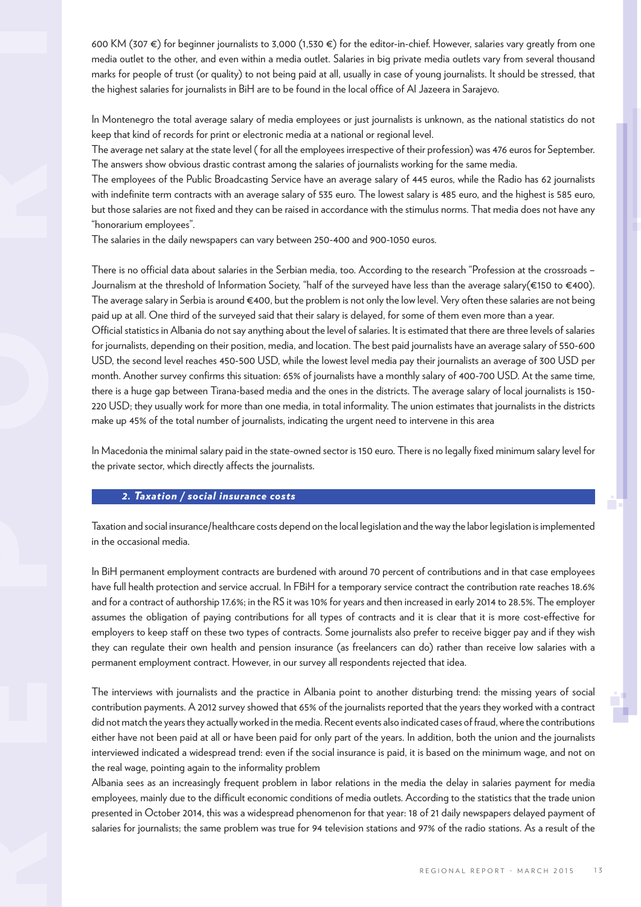600 KM (307 €) for beginner journalists to 3,000 (1,530 €) for the editor-in-chief. However, salaries vary greatly from one media outlet to the other, and even within a media outlet. Salaries in big private media outlets vary from several thousand marks for people of trust (or quality) to not being paid at all, usually in case of young journalists. It should be stressed, that the highest salaries for journalists in BiH are to be found in the local office of Al Jazeera in Sarajevo.

In Montenegro the total average salary of media employees or just journalists is unknown, as the national statistics do not keep that kind of records for print or electronic media at a national or regional level.

The average net salary at the state level ( for all the employees irrespective of their profession) was 476 euros for September. The answers show obvious drastic contrast among the salaries of journalists working for the same media.

The employees of the Public Broadcasting Service have an average salary of 445 euros, while the Radio has 62 journalists with indefinite term contracts with an average salary of 535 euro. The lowest salary is 485 euro, and the highest is 585 euro, but those salaries are not fixed and they can be raised in accordance with the stimulus norms. That media does not have any "honorarium employees".

The salaries in the daily newspapers can vary between 250-400 and 900-1050 euros.

There is no official data about salaries in the Serbian media, too. According to the research "Profession at the crossroads – Journalism at the threshold of Information Society, "half of the surveyed have less than the average salary(€150 to €400). The average salary in Serbia is around €400, but the problem is not only the low level. Very often these salaries are not being paid up at all. One third of the surveyed said that their salary is delayed, for some of them even more than a year.

Official statistics in Albania do not say anything about the level of salaries. It is estimated that there are three levels of salaries for journalists, depending on their position, media, and location. The best paid journalists have an average salary of 550-600 USD, the second level reaches 450-500 USD, while the lowest level media pay their journalists an average of 300 USD per month. Another survey confirms this situation: 65% of journalists have a monthly salary of 400-700 USD. At the same time, there is a huge gap between Tirana-based media and the ones in the districts. The average salary of local journalists is 150-220 USD; they usually work for more than one media, in total informality. The union estimates that journalists in the districts make up 45% of the total number of journalists, indicating the urgent need to intervene in this area

In Macedonia the minimal salary paid in the state-owned sector is 150 euro. There is no legally fixed minimum salary level for the private sector, which directly affects the journalists.

## *2. Taxation / social insurance costs*

Taxation and social insurance/healthcare costs depend on the local legislation and the way the labor legislation is implemented in the occasional media.

In BiH permanent employment contracts are burdened with around 70 percent of contributions and in that case employees have full health protection and service accrual. In FBiH for a temporary service contract the contribution rate reaches 18.6% and for a contract of authorship 17.6%; in the RS it was 10% for years and then increased in early 2014 to 28.5%. The employer assumes the obligation of paying contributions for all types of contracts and it is clear that it is more cost-effective for employers to keep staff on these two types of contracts. Some journalists also prefer to receive bigger pay and if they wish they can regulate their own health and pension insurance (as freelancers can do) rather than receive low salaries with a permanent employment contract. However, in our survey all respondents rejected that idea.

The interviews with journalists and the practice in Albania point to another disturbing trend: the missing years of social contribution payments. A 2012 survey showed that 65% of the journalists reported that the years they worked with a contract did not match the years they actually worked in the media. Recent events also indicated cases of fraud, where the contributions either have not been paid at all or have been paid for only part of the years. In addition, both the union and the journalists interviewed indicated a widespread trend: even if the social insurance is paid, it is based on the minimum wage, and not on the real wage, pointing again to the informality problem

Albania sees as an increasingly frequent problem in labor relations in the media the delay in salaries payment for media employees, mainly due to the difficult economic conditions of media outlets. According to the statistics that the trade union presented in October 2014, this was a widespread phenomenon for that year: 18 of 21 daily newspapers delayed payment of salaries for journalists; the same problem was true for 94 television stations and 97% of the radio stations. As a result of the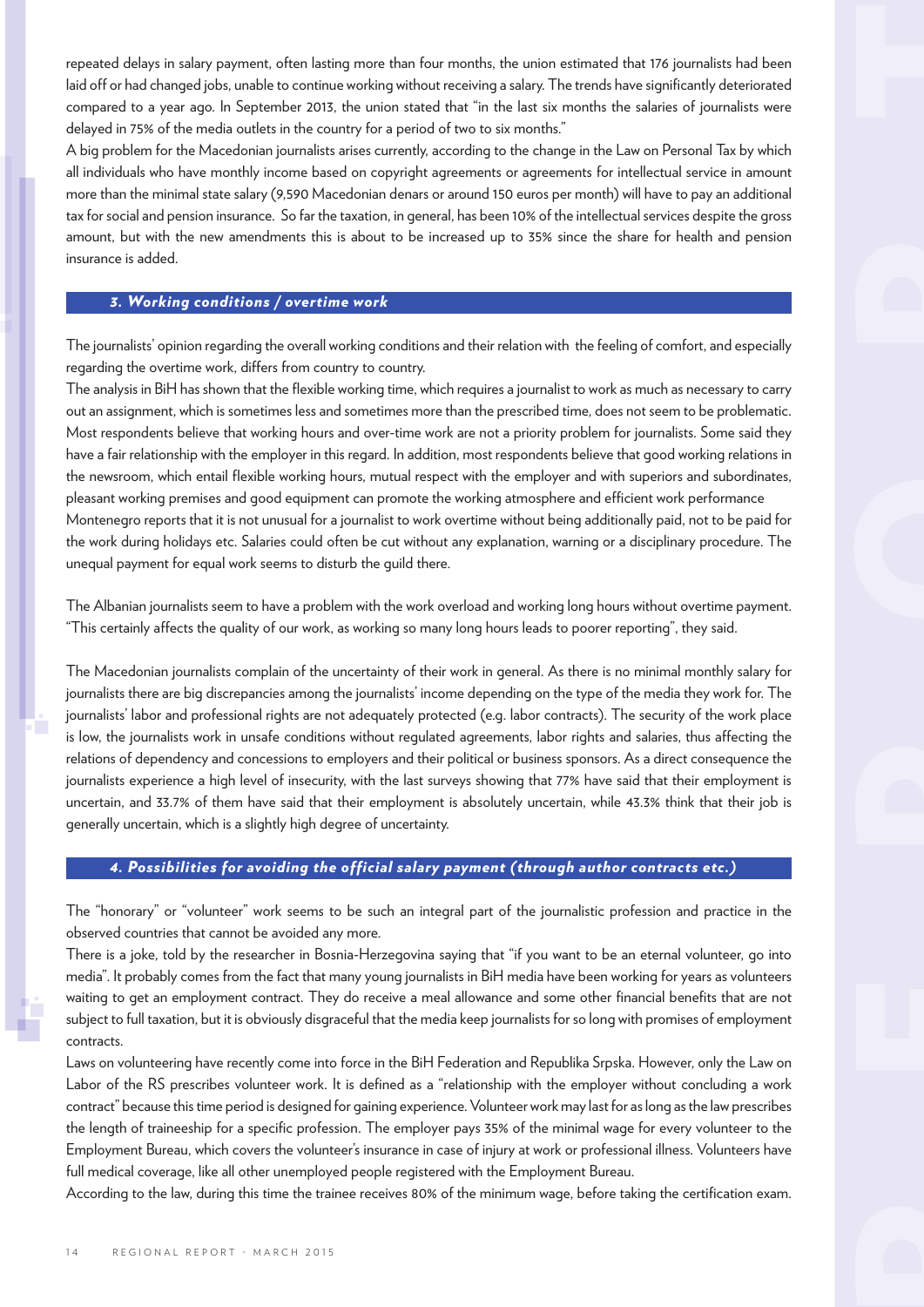repeated delays in salary payment, often lasting more than four months, the union estimated that 176 journalists had been laid off or had changed jobs, unable to continue working without receiving a salary. The trends have significantly deteriorated compared to a year ago. In September 2013, the union stated that "in the last six months the salaries of journalists were delayed in 75% of the media outlets in the country for a period of two to six months."

A big problem for the Macedonian journalists arises currently, according to the change in the Law on Personal Tax by which all individuals who have monthly income based on copyright agreements or agreements for intellectual service in amount more than the minimal state salary (9,590 Macedonian denars or around 150 euros per month) will have to pay an additional tax for social and pension insurance. So far the taxation, in general, has been 10% of the intellectual services despite the gross amount, but with the new amendments this is about to be increased up to 35% since the share for health and pension insurance is added.

### *3. Working conditions / overtime work*

The journalists' opinion regarding the overall working conditions and their relation with the feeling of comfort, and especially regarding the overtime work, differs from country to country.

The analysis in BiH has shown that the flexible working time, which requires a journalist to work as much as necessary to carry out an assignment, which is sometimes less and sometimes more than the prescribed time, does not seem to be problematic. Most respondents believe that working hours and over-time work are not a priority problem for journalists. Some said they have a fair relationship with the employer in this regard. In addition, most respondents believe that good working relations in the newsroom, which entail flexible working hours, mutual respect with the employer and with superiors and subordinates, pleasant working premises and good equipment can promote the working atmosphere and efficient work performance

Montenegro reports that it is not unusual for a journalist to work overtime without being additionally paid, not to be paid for the work during holidays etc. Salaries could often be cut without any explanation, warning or a disciplinary procedure. The unequal payment for equal work seems to disturb the guild there.

The Albanian journalists seem to have a problem with the work overload and working long hours without overtime payment. "This certainly affects the quality of our work, as working so many long hours leads to poorer reporting", they said.

The Macedonian journalists complain of the uncertainty of their work in general. As there is no minimal monthly salary for journalists there are big discrepancies among the journalists' income depending on the type of the media they work for. The journalists' labor and professional rights are not adequately protected (e.g. labor contracts). The security of the work place is low, the journalists work in unsafe conditions without regulated agreements, labor rights and salaries, thus affecting the relations of dependency and concessions to employers and their political or business sponsors. As a direct consequence the journalists experience a high level of insecurity, with the last surveys showing that 77% have said that their employment is uncertain, and 33.7% of them have said that their employment is absolutely uncertain, while 43.3% think that their job is generally uncertain, which is a slightly high degree of uncertainty.

### *4. Possibilities for avoiding the official salary payment (through author contracts etc.)*

The "honorary" or "volunteer" work seems to be such an integral part of the journalistic profession and practice in the observed countries that cannot be avoided any more.

There is a joke, told by the researcher in Bosnia-Herzegovina saying that "if you want to be an eternal volunteer, go into media". It probably comes from the fact that many young journalists in BiH media have been working for years as volunteers waiting to get an employment contract. They do receive a meal allowance and some other financial benefits that are not subject to full taxation, but it is obviously disgraceful that the media keep journalists for so long with promises of employment contracts.

Laws on volunteering have recently come into force in the BiH Federation and Republika Srpska. However, only the Law on Labor of the RS prescribes volunteer work. It is defined as a "relationship with the employer without concluding a work contract" because this time period is designed for gaining experience. Volunteer work may last for as long as the law prescribes the length of traineeship for a specific profession. The employer pays 35% of the minimal wage for every volunteer to the Employment Bureau, which covers the volunteer's insurance in case of injury at work or professional illness. Volunteers have full medical coverage, like all other unemployed people registered with the Employment Bureau.

According to the law, during this time the trainee receives 80% of the minimum wage, before taking the certification exam.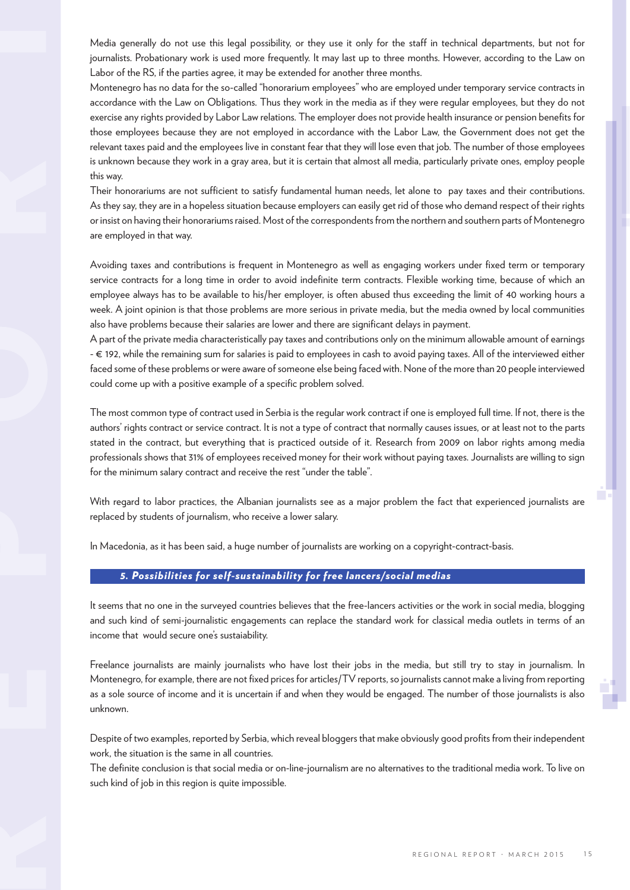Media generally do not use this legal possibility, or they use it only for the staff in technical departments, but not for journalists. Probationary work is used more frequently. It may last up to three months. However, according to the Law on Labor of the RS, if the parties agree, it may be extended for another three months.

Montenegro has no data for the so-called "honorarium employees" who are employed under temporary service contracts in accordance with the Law on Obligations. Thus they work in the media as if they were regular employees, but they do not exercise any rights provided by Labor Law relations. The employer does not provide health insurance or pension benefits for those employees because they are not employed in accordance with the Labor Law, the Government does not get the relevant taxes paid and the employees live in constant fear that they will lose even that job. The number of those employees is unknown because they work in a gray area, but it is certain that almost all media, particularly private ones, employ people this way.

Their honorariums are not sufficient to satisfy fundamental human needs, let alone to pay taxes and their contributions. As they say, they are in a hopeless situation because employers can easily get rid of those who demand respect of their rights or insist on having their honorariums raised. Most of the correspondents from the northern and southern parts of Montenegro are employed in that way.

Avoiding taxes and contributions is frequent in Montenegro as well as engaging workers under fixed term or temporary service contracts for a long time in order to avoid indefinite term contracts. Flexible working time, because of which an employee always has to be available to his/her employer, is often abused thus exceeding the limit of 40 working hours a week. A joint opinion is that those problems are more serious in private media, but the media owned by local communities also have problems because their salaries are lower and there are significant delays in payment.

A part of the private media characteristically pay taxes and contributions only on the minimum allowable amount of earnings - € 192, while the remaining sum for salaries is paid to employees in cash to avoid paying taxes. All of the interviewed either faced some of these problems or were aware of someone else being faced with. None of the more than 20 people interviewed could come up with a positive example of a specific problem solved.

The most common type of contract used in Serbia is the regular work contract if one is employed full time. If not, there is the authors' rights contract or service contract. It is not a type of contract that normally causes issues, or at least not to the parts stated in the contract, but everything that is practiced outside of it. Research from 2009 on labor rights among media professionals shows that 31% of employees received money for their work without paying taxes. Journalists are willing to sign for the minimum salary contract and receive the rest "under the table".

With regard to labor practices, the Albanian journalists see as a major problem the fact that experienced journalists are replaced by students of journalism, who receive a lower salary.

In Macedonia, as it has been said, a huge number of journalists are working on a copyright-contract-basis.

## *5. Possibilities for self-sustainability for free lancers/social medias*

It seems that no one in the surveyed countries believes that the free-lancers activities or the work in social media, blogging and such kind of semi-journalistic engagements can replace the standard work for classical media outlets in terms of an income that would secure one's sustaiability.

Freelance journalists are mainly journalists who have lost their jobs in the media, but still try to stay in journalism. In Montenegro, for example, there are not fixed prices for articles/TV reports, so journalists cannot make a living from reporting as a sole source of income and it is uncertain if and when they would be engaged. The number of those journalists is also unknown.

Despite of two examples, reported by Serbia, which reveal bloggers that make obviously good profits from their independent work, the situation is the same in all countries.

The definite conclusion is that social media or on-line-journalism are no alternatives to the traditional media work. To live on such kind of job in this region is quite impossible.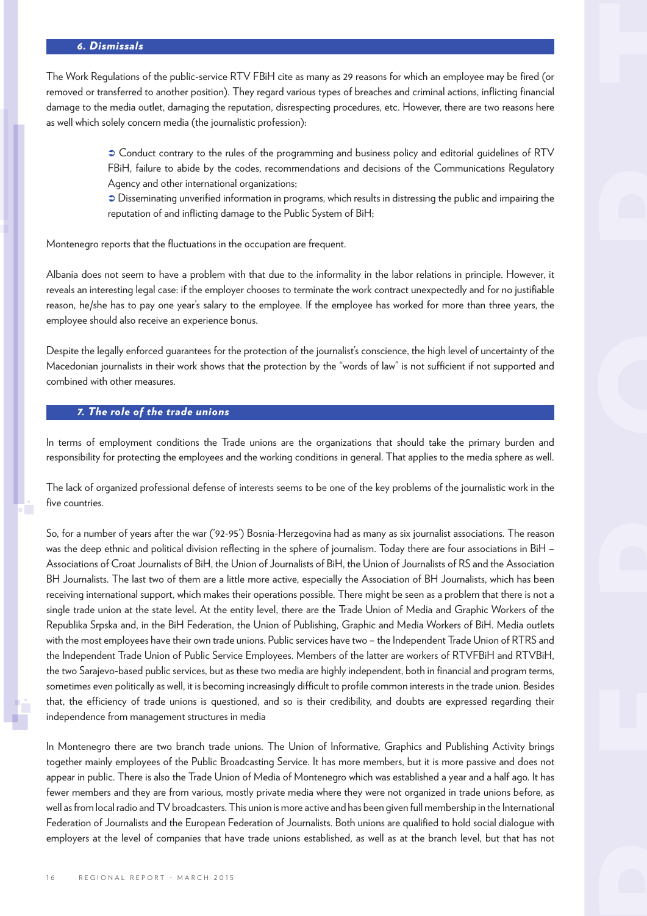## *6. Dismissals*

The Work Regulations of the public-service RTV FBiH cite as many as 29 reasons for which an employee may be fired (or removed or transferred to another position). They regard various types of breaches and criminal actions, inflicting financial damage to the media outlet, damaging the reputation, disrespecting procedures, etc. However, there are two reasons here as well which solely concern media (the journalistic profession):

- Conduct contrary to the rules of the programming and business policy and editorial guidelines of RTV FBiH, failure to abide by the codes, recommendations and decisions of the Communications Regulatory Agency and other international organizations;
- Disseminating unverified information in programs, which results in distressing the public and impairing the reputation of and inflicting damage to the Public System of BiH;

Montenegro reports that the fluctuations in the occupation are frequent.

Albania does not seem to have a problem with that due to the informality in the labor relations in principle. However, it reveals an interesting legal case: if the employer chooses to terminate the work contract unexpectedly and for no justifiable reason, he/she has to pay one year's salary to the employee. If the employee has worked for more than three years, the employee should also receive an experience bonus.

Despite the legally enforced guarantees for the protection of the journalist's conscience, the high level of uncertainty of the Macedonian journalists in their work shows that the protection by the "words of law" is not sufficient if not supported and combined with other measures.

## *7. The role of the trade unions*

In terms of employment conditions the Trade unions are the organizations that should take the primary burden and responsibility for protecting the employees and the working conditions in general. That applies to the media sphere as well.

The lack of organized professional defense of interests seems to be one of the key problems of the journalistic work in the five countries.

So, for a number of years after the war ('92-95') Bosnia-Herzegovina had as many as six journalist associations. The reason was the deep ethnic and political division reflecting in the sphere of journalism. Today there are four associations in BiH – Associations of Croat Journalists of BiH, the Union of Journalists of BiH, the Union of Journalists of RS and the Association BH Journalists. The last two of them are a little more active, especially the Association of BH Journalists, which has been receiving international support, which makes their operations possible. There might be seen as a problem that there is not a single trade union at the state level. At the entity level, there are the Trade Union of Media and Graphic Workers of the Republika Srpska and, in the BiH Federation, the Union of Publishing, Graphic and Media Workers of BiH. Media outlets with the most employees have their own trade unions. Public services have two – the Independent Trade Union of RTRS and the Independent Trade Union of Public Service Employees. Members of the latter are workers of RTVFBiH and RTVBiH, the two Sarajevo-based public services, but as these two media are highly independent, both in financial and program terms, sometimes even politically as well, it is becoming increasingly difficult to profile common interests in the trade union. Besides that, the efficiency of trade unions is questioned, and so is their credibility, and doubts are expressed regarding their independence from management structures in media

In Montenegro there are two branch trade unions. The Union of Informative, Graphics and Publishing Activity brings together mainly employees of the Public Broadcasting Service. It has more members, but it is more passive and does not appear in public. There is also the Trade Union of Media of Montenegro which was established a year and a half ago. It has fewer members and they are from various, mostly private media where they were not organized in trade unions before, as well as from local radio and TV broadcasters. This union is more active and has been given full membership in the International Federation of Journalists and the European Federation of Journalists. Both unions are qualified to hold social dialogue with employers at the level of companies that have trade unions established, as well as at the branch level, but that has not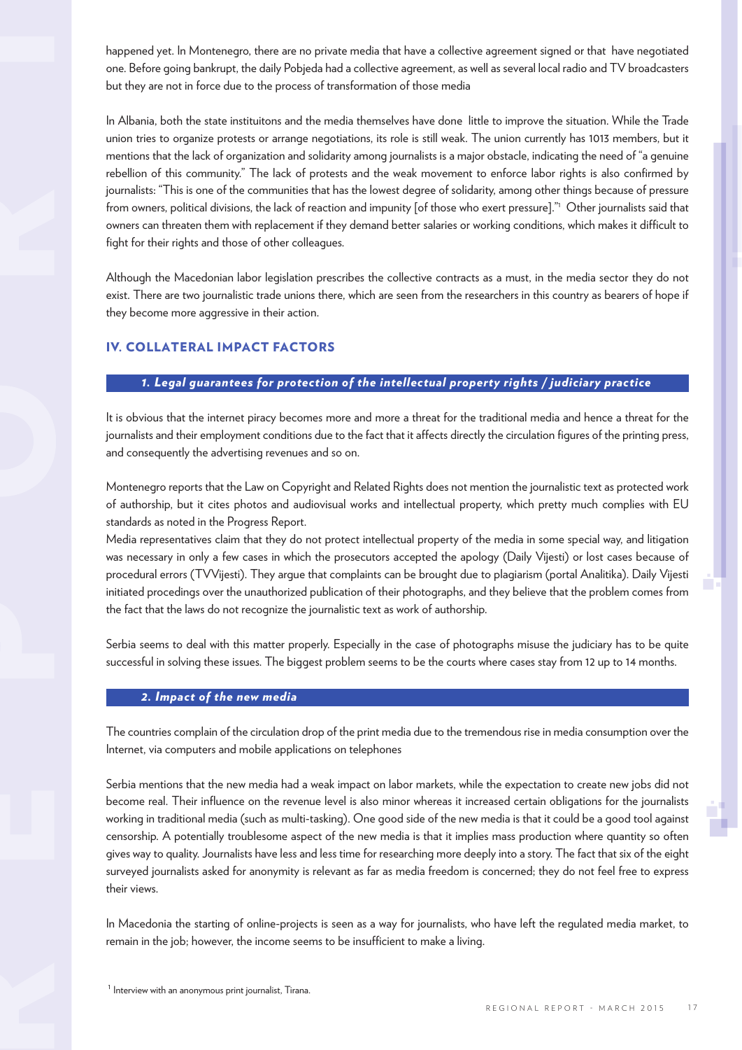happened yet. In Montenegro, there are no private media that have a collective agreement signed or that have negotiated one. Before going bankrupt, the daily Pobjeda had a collective agreement, as well as several local radio and TV broadcasters but they are not in force due to the process of transformation of those media

In Albania, both the state instituitons and the media themselves have done little to improve the situation. While the Trade union tries to organize protests or arrange negotiations, its role is still weak. The union currently has 1013 members, but it mentions that the lack of organization and solidarity among journalists is a major obstacle, indicating the need of "a genuine rebellion of this community." The lack of protests and the weak movement to enforce labor rights is also confirmed by journalists: "This is one of the communities that has the lowest degree of solidarity, among other things because of pressure from owners, political divisions, the lack of reaction and impunity [of those who exert pressure]."[1] Other journalists said that owners can threaten them with replacement if they demand better salaries or working conditions, which makes it difficult to fight for their rights and those of other colleagues.

Although the Macedonian labor legislation prescribes the collective contracts as a must, in the media sector they do not exist. There are two journalistic trade unions there, which are seen from the researchers in this country as bearers of hope if they become more aggressive in their action.

## IV. COLLATERAL IMPACT FACTORS

### *1. Legal guarantees for protection of the intellectual property rights / judiciary practice*

It is obvious that the internet piracy becomes more and more a threat for the traditional media and hence a threat for the journalists and their employment conditions due to the fact that it affects directly the circulation figures of the printing press, and consequently the advertising revenues and so on.

Montenegro reports that the Law on Copyright and Related Rights does not mention the journalistic text as protected work of authorship, but it cites photos and audiovisual works and intellectual property, which pretty much complies with EU standards as noted in the Progress Report.

Media representatives claim that they do not protect intellectual property of the media in some special way, and litigation was necessary in only a few cases in which the prosecutors accepted the apology (Daily Vijesti) or lost cases because of procedural errors (TVVijesti). They argue that complaints can be brought due to plagiarism (portal Analitika). Daily Vijesti initiated procedings over the unauthorized publication of their photographs, and they believe that the problem comes from the fact that the laws do not recognize the journalistic text as work of authorship.

Serbia seems to deal with this matter properly. Especially in the case of photographs misuse the judiciary has to be quite successful in solving these issues. The biggest problem seems to be the courts where cases stay from 12 up to 14 months.

### *2. Impact of the new media*

The countries complain of the circulation drop of the print media due to the tremendous rise in media consumption over the Internet, via computers and mobile applications on telephones

Serbia mentions that the new media had a weak impact on labor markets, while the expectation to create new jobs did not become real. Their influence on the revenue level is also minor whereas it increased certain obligations for the journalists working in traditional media (such as multi-tasking). One good side of the new media is that it could be a good tool against censorship. A potentially troublesome aspect of the new media is that it implies mass production where quantity so often gives way to quality. Journalists have less and less time for researching more deeply into a story. The fact that six of the eight surveyed journalists asked for anonymity is relevant as far as media freedom is concerned; they do not feel free to express their views.

In Macedonia the starting of online-projects is seen as a way for journalists, who have left the regulated media market, to remain in the job; however, the income seems to be insufficient to make a living.

[1] Interview with an anonymous print journalist, Tirana.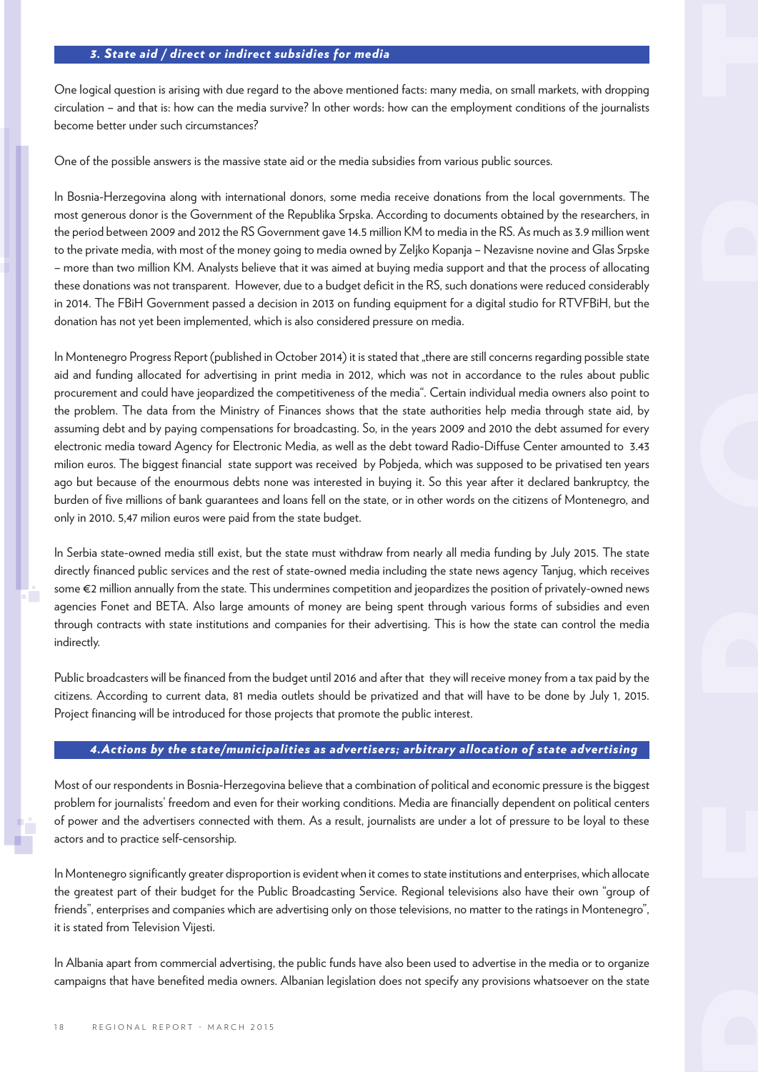### 3. State aid / direct or indirect subsidies for media

One logical question is arising with due regard to the above mentioned facts: many media, on small markets, with dropping circulation – and that is: how can the media survive? In other words: how can the employment conditions of the journalists become better under such circumstances?

One of the possible answers is the massive state aid or the media subsidies from various public sources.

In Bosnia-Herzegovina along with international donors, some media receive donations from the local governments. The most generous donor is the Government of the Republika Srpska. According to documents obtained by the researchers, in the period between 2009 and 2012 the RS Government gave 14.5 million KM to media in the RS. As much as 3.9 million went to the private media, with most of the money going to media owned by Zeljko Kopanja – Nezavisne novine and Glas Srpske – more than two million KM. Analysts believe that it was aimed at buying media support and that the process of allocating these donations was not transparent. However, due to a budget deficit in the RS, such donations were reduced considerably in 2014. The FBiH Government passed a decision in 2013 on funding equipment for a digital studio for RTVFBiH, but the donation has not yet been implemented, which is also considered pressure on media.

In Montenegro Progress Report (published in October 2014) it is stated that „there are still concerns regarding possible state aid and funding allocated for advertising in print media in 2012, which was not in accordance to the rules about public procurement and could have jeopardized the competitiveness of the media". Certain individual media owners also point to the problem. The data from the Ministry of Finances shows that the state authorities help media through state aid, by assuming debt and by paying compensations for broadcasting. So, in the years 2009 and 2010 the debt assumed for every electronic media toward Agency for Electronic Media, as well as the debt toward Radio-Diffuse Center amounted to 3.43 milion euros. The biggest financial state support was received by Pobjeda, which was supposed to be privatised ten years ago but because of the enourmous debts none was interested in buying it. So this year after it declared bankruptcy, the burden of five millions of bank guarantees and loans fell on the state, or in other words on the citizens of Montenegro, and only in 2010. 5,47 milion euros were paid from the state budget.

In Serbia state-owned media still exist, but the state must withdraw from nearly all media funding by July 2015. The state directly financed public services and the rest of state-owned media including the state news agency Tanjug, which receives some €2 million annually from the state. This undermines competition and jeopardizes the position of privately-owned news agencies Fonet and BETA. Also large amounts of money are being spent through various forms of subsidies and even through contracts with state institutions and companies for their advertising. This is how the state can control the media indirectly.

Public broadcasters will be financed from the budget until 2016 and after that they will receive money from a tax paid by the citizens. According to current data, 81 media outlets should be privatized and that will have to be done by July 1, 2015. Project financing will be introduced for those projects that promote the public interest.

### 4.Actions by the state/municipalities as advertisers; arbitrary allocation of state advertising

Most of our respondents in Bosnia-Herzegovina believe that a combination of political and economic pressure is the biggest problem for journalists' freedom and even for their working conditions. Media are financially dependent on political centers of power and the advertisers connected with them. As a result, journalists are under a lot of pressure to be loyal to these actors and to practice self-censorship.

In Montenegro significantly greater disproportion is evident when it comes to state institutions and enterprises, which allocate the greatest part of their budget for the Public Broadcasting Service. Regional televisions also have their own "group of friends", enterprises and companies which are advertising only on those televisions, no matter to the ratings in Montenegro", it is stated from Television Vijesti.

In Albania apart from commercial advertising, the public funds have also been used to advertise in the media or to organize campaigns that have benefited media owners. Albanian legislation does not specify any provisions whatsoever on the state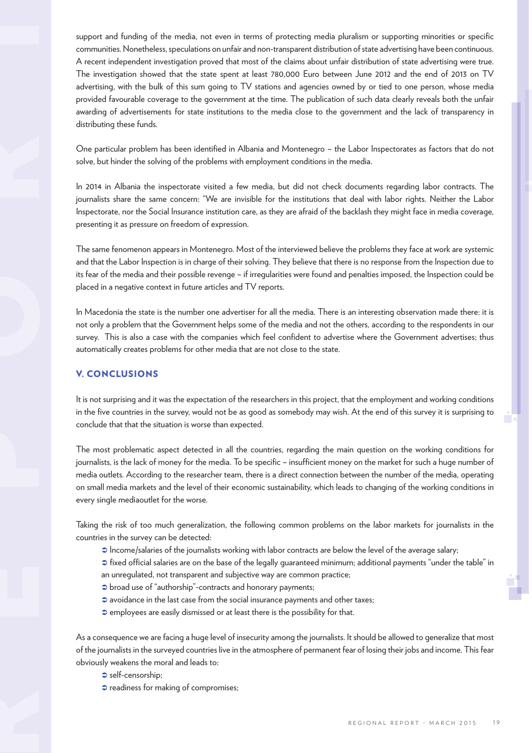support and funding of the media, not even in terms of protecting media pluralism or supporting minorities or specific communities. Nonetheless, speculations on unfair and non-transparent distribution of state advertising have been continuous. A recent independent investigation proved that most of the claims about unfair distribution of state advertising were true. The investigation showed that the state spent at least 780,000 Euro between June 2012 and the end of 2013 on TV advertising, with the bulk of this sum going to TV stations and agencies owned by or tied to one person, whose media provided favourable coverage to the government at the time. The publication of such data clearly reveals both the unfair awarding of advertisements for state institutions to the media close to the government and the lack of transparency in distributing these funds.

One particular problem has been identified in Albania and Montenegro – the Labor Inspectorates as factors that do not solve, but hinder the solving of the problems with employment conditions in the media.

In 2014 in Albania the inspectorate visited a few media, but did not check documents regarding labor contracts. The journalists share the same concern: "We are invisible for the institutions that deal with labor rights. Neither the Labor Inspectorate, nor the Social Insurance institution care, as they are afraid of the backlash they might face in media coverage, presenting it as pressure on freedom of expression.

The same fenomenon appears in Montenegro. Most of the interviewed believe the problems they face at work are systemic and that the Labor Inspection is in charge of their solving. They believe that there is no response from the Inspection due to its fear of the media and their possible revenge – if irregularities were found and penalties imposed, the Inspection could be placed in a negative context in future articles and TV reports.

In Macedonia the state is the number one advertiser for all the media. There is an interesting observation made there: it is not only a problem that the Government helps some of the media and not the others, according to the respondents in our survey. This is also a case with the companies which feel confident to advertise where the Government advertises; thus automatically creates problems for other media that are not close to the state.

## V. CONCLUSIONS

It is not surprising and it was the expectation of the researchers in this project, that the employment and working conditions in the five countries in the survey, would not be as good as somebody may wish. At the end of this survey it is surprising to conclude that that the situation is worse than expected.

The most problematic aspect detected in all the countries, regarding the main question on the working conditions for journalists, is the lack of money for the media. To be specific – insufficient money on the market for such a huge number of media outlets. According to the researcher team, there is a direct connection between the number of the media, operating on small media markets and the level of their economic sustainability, which leads to changing of the working conditions in every single mediaoutlet for the worse.

Taking the risk of too much generalization, the following common problems on the labor markets for journalists in the countries in the survey can be detected:

- Income/salaries of the journalists working with labor contracts are below the level of the average salary;
- fixed official salaries are on the base of the legally guaranteed minimum; additional payments "under the table" in an unregulated, not transparent and subjective way are common practice;
- broad use of "authorship"-contracts and honorary payments;
- avoidance in the last case from the social insurance payments and other taxes;
- employees are easily dismissed or at least there is the possibility for that.

As a consequence we are facing a huge level of insecurity among the journalists. It should be allowed to generalize that most of the journalists in the surveyed countries live in the atmosphere of permanent fear of losing their jobs and income. This fear obviously weakens the moral and leads to:

- self-censorship;
- readiness for making of compromises;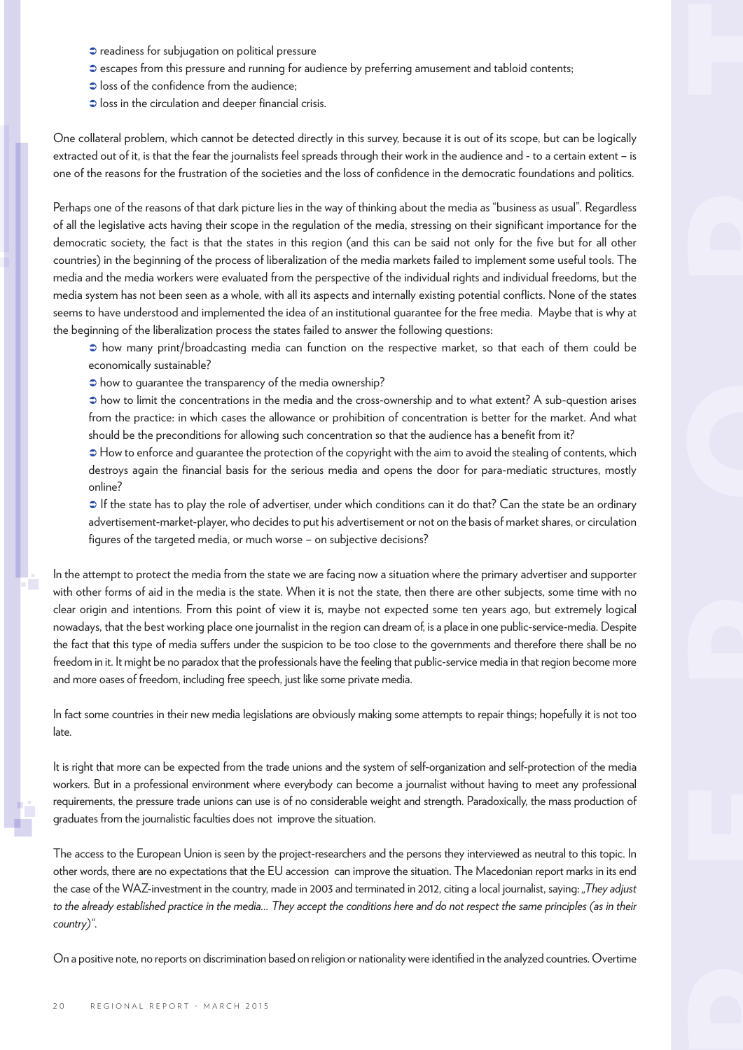- readiness for subjugation on political pressure
- escapes from this pressure and running for audience by preferring amusement and tabloid contents;
- loss of the confidence from the audience;
- loss in the circulation and deeper financial crisis.

One collateral problem, which cannot be detected directly in this survey, because it is out of its scope, but can be logically extracted out of it, is that the fear the journalists feel spreads through their work in the audience and - to a certain extent – is one of the reasons for the frustration of the societies and the loss of confidence in the democratic foundations and politics.

Perhaps one of the reasons of that dark picture lies in the way of thinking about the media as "business as usual". Regardless of all the legislative acts having their scope in the regulation of the media, stressing on their significant importance for the democratic society, the fact is that the states in this region (and this can be said not only for the five but for all other countries) in the beginning of the process of liberalization of the media markets failed to implement some useful tools. The media and the media workers were evaluated from the perspective of the individual rights and individual freedoms, but the media system has not been seen as a whole, with all its aspects and internally existing potential conflicts. None of the states seems to have understood and implemented the idea of an institutional guarantee for the free media. Maybe that is why at the beginning of the liberalization process the states failed to answer the following questions:

- how many print/broadcasting media can function on the respective market, so that each of them could be economically sustainable?
- how to guarantee the transparency of the media ownership?
- how to limit the concentrations in the media and the cross-ownership and to what extent? A sub-question arises from the practice: in which cases the allowance or prohibition of concentration is better for the market. And what should be the preconditions for allowing such concentration so that the audience has a benefit from it?
- How to enforce and guarantee the protection of the copyright with the aim to avoid the stealing of contents, which destroys again the financial basis for the serious media and opens the door for para-mediatic structures, mostly online?
- If the state has to play the role of advertiser, under which conditions can it do that? Can the state be an ordinary advertisement-market-player, who decides to put his advertisement or not on the basis of market shares, or circulation figures of the targeted media, or much worse – on subjective decisions?

In the attempt to protect the media from the state we are facing now a situation where the primary advertiser and supporter with other forms of aid in the media is the state. When it is not the state, then there are other subjects, some time with no clear origin and intentions. From this point of view it is, maybe not expected some ten years ago, but extremely logical nowadays, that the best working place one journalist in the region can dream of, is a place in one public-service-media. Despite the fact that this type of media suffers under the suspicion to be too close to the governments and therefore there shall be no freedom in it. It might be no paradox that the professionals have the feeling that public-service media in that region become more and more oases of freedom, including free speech, just like some private media.

In fact some countries in their new media legislations are obviously making some attempts to repair things; hopefully it is not too late.

It is right that more can be expected from the trade unions and the system of self-organization and self-protection of the media workers. But in a professional environment where everybody can become a journalist without having to meet any professional requirements, the pressure trade unions can use is of no considerable weight and strength. Paradoxically, the mass production of graduates from the journalistic faculties does not improve the situation.

The access to the European Union is seen by the project-researchers and the persons they interviewed as neutral to this topic. In other words, there are no expectations that the EU accession can improve the situation. The Macedonian report marks in its end the case of the WAZ-investment in the country, made in 2003 and terminated in 2012, citing a local journalist, saying: *„They adjust to the already established practice in the media... They accept the conditions here and do not respect the same principles (as in their country)"*.

On a positive note, no reports on discrimination based on religion or nationality were identified in the analyzed countries. Overtime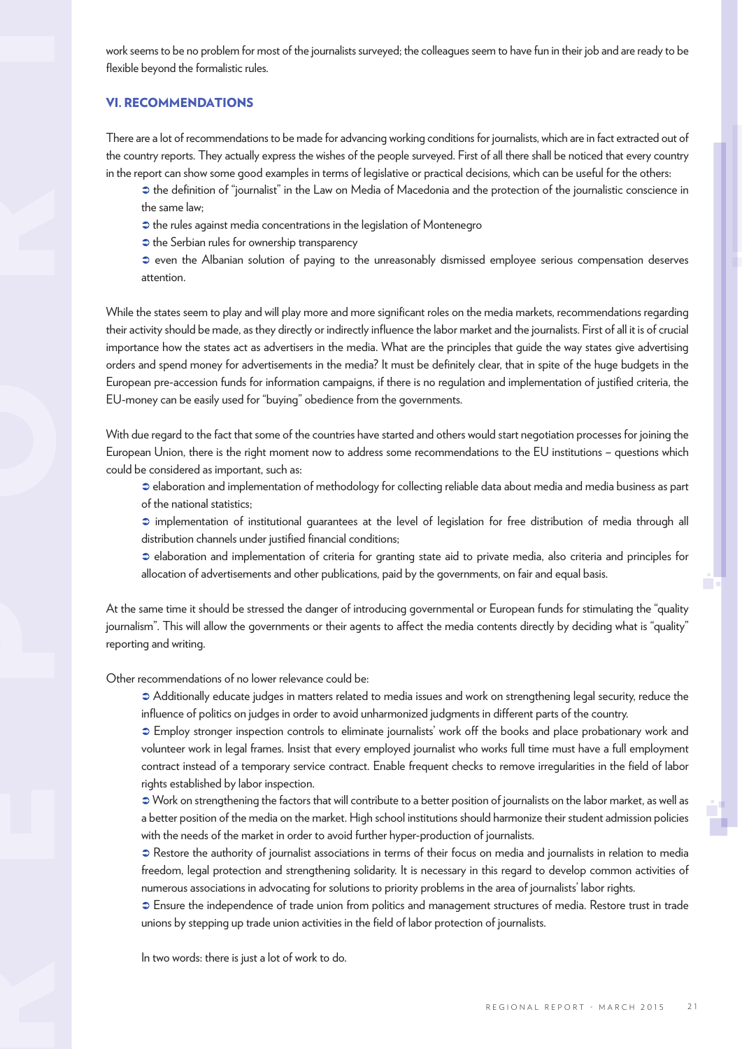work seems to be no problem for most of the journalists surveyed; the colleagues seem to have fun in their job and are ready to be flexible beyond the formalistic rules.

## VI. RECOMMENDATIONS

There are a lot of recommendations to be made for advancing working conditions for journalists, which are in fact extracted out of the country reports. They actually express the wishes of the people surveyed. First of all there shall be noticed that every country in the report can show some good examples in terms of legislative or practical decisions, which can be useful for the others:

- the definition of "journalist" in the Law on Media of Macedonia and the protection of the journalistic conscience in the same law;
- the rules against media concentrations in the legislation of Montenegro
- the Serbian rules for ownership transparency
- even the Albanian solution of paying to the unreasonably dismissed employee serious compensation deserves attention.

While the states seem to play and will play more and more significant roles on the media markets, recommendations regarding their activity should be made, as they directly or indirectly influence the labor market and the journalists. First of all it is of crucial importance how the states act as advertisers in the media. What are the principles that guide the way states give advertising orders and spend money for advertisements in the media? It must be definitely clear, that in spite of the huge budgets in the European pre-accession funds for information campaigns, if there is no regulation and implementation of justified criteria, the EU-money can be easily used for "buying" obedience from the governments.

With due regard to the fact that some of the countries have started and others would start negotiation processes for joining the European Union, there is the right moment now to address some recommendations to the EU institutions – questions which could be considered as important, such as:

- elaboration and implementation of methodology for collecting reliable data about media and media business as part of the national statistics;
- implementation of institutional guarantees at the level of legislation for free distribution of media through all distribution channels under justified financial conditions;
- elaboration and implementation of criteria for granting state aid to private media, also criteria and principles for allocation of advertisements and other publications, paid by the governments, on fair and equal basis.

At the same time it should be stressed the danger of introducing governmental or European funds for stimulating the "quality journalism". This will allow the governments or their agents to affect the media contents directly by deciding what is "quality" reporting and writing.

Other recommendations of no lower relevance could be:

- Additionally educate judges in matters related to media issues and work on strengthening legal security, reduce the influence of politics on judges in order to avoid unharmonized judgments in different parts of the country.
- Employ stronger inspection controls to eliminate journalists' work off the books and place probationary work and volunteer work in legal frames. Insist that every employed journalist who works full time must have a full employment contract instead of a temporary service contract. Enable frequent checks to remove irregularities in the field of labor rights established by labor inspection.
- Work on strengthening the factors that will contribute to a better position of journalists on the labor market, as well as a better position of the media on the market. High school institutions should harmonize their student admission policies with the needs of the market in order to avoid further hyper-production of journalists.
- Restore the authority of journalist associations in terms of their focus on media and journalists in relation to media freedom, legal protection and strengthening solidarity. It is necessary in this regard to develop common activities of numerous associations in advocating for solutions to priority problems in the area of journalists' labor rights.
- Ensure the independence of trade union from politics and management structures of media. Restore trust in trade unions by stepping up trade union activities in the field of labor protection of journalists.

In two words: there is just a lot of work to do.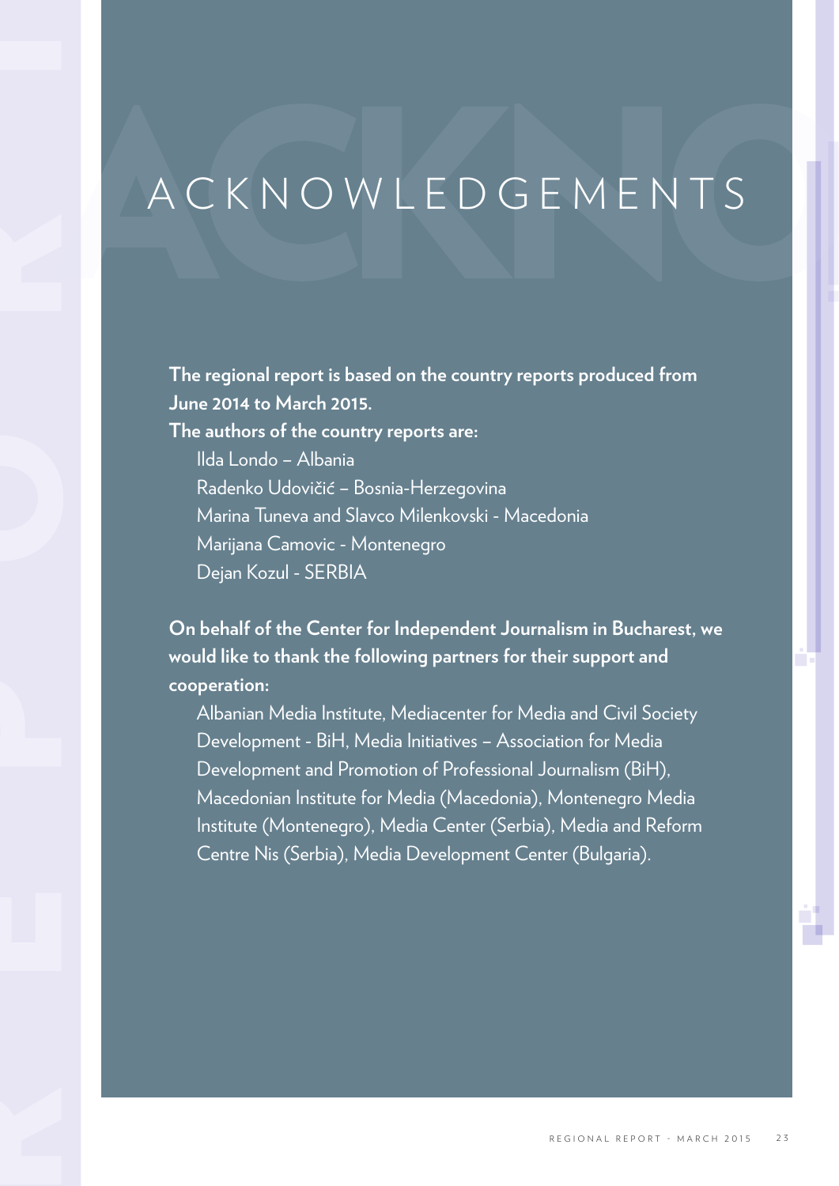# ACKNOWLEDGEMENTS

**The regional report is based on the country reports produced from June 2014 to March 2015.**

**The authors of the country reports are:**

Ilda Londo – Albania
Radenko Udovičić – Bosnia-Herzegovina
Marina Tuneva and Slavco Milenkovski - Macedonia
Marijana Camovic - Montenegro
Dejan Kozul - SERBIA

**On behalf of the Center for Independent Journalism in Bucharest, we would like to thank the following partners for their support and cooperation:**

Albanian Media Institute, Mediacenter for Media and Civil Society Development - BiH, Media Initiatives – Association for Media Development and Promotion of Professional Journalism (BiH), Macedonian Institute for Media (Macedonia), Montenegro Media Institute (Montenegro), Media Center (Serbia), Media and Reform Centre Nis (Serbia), Media Development Center (Bulgaria).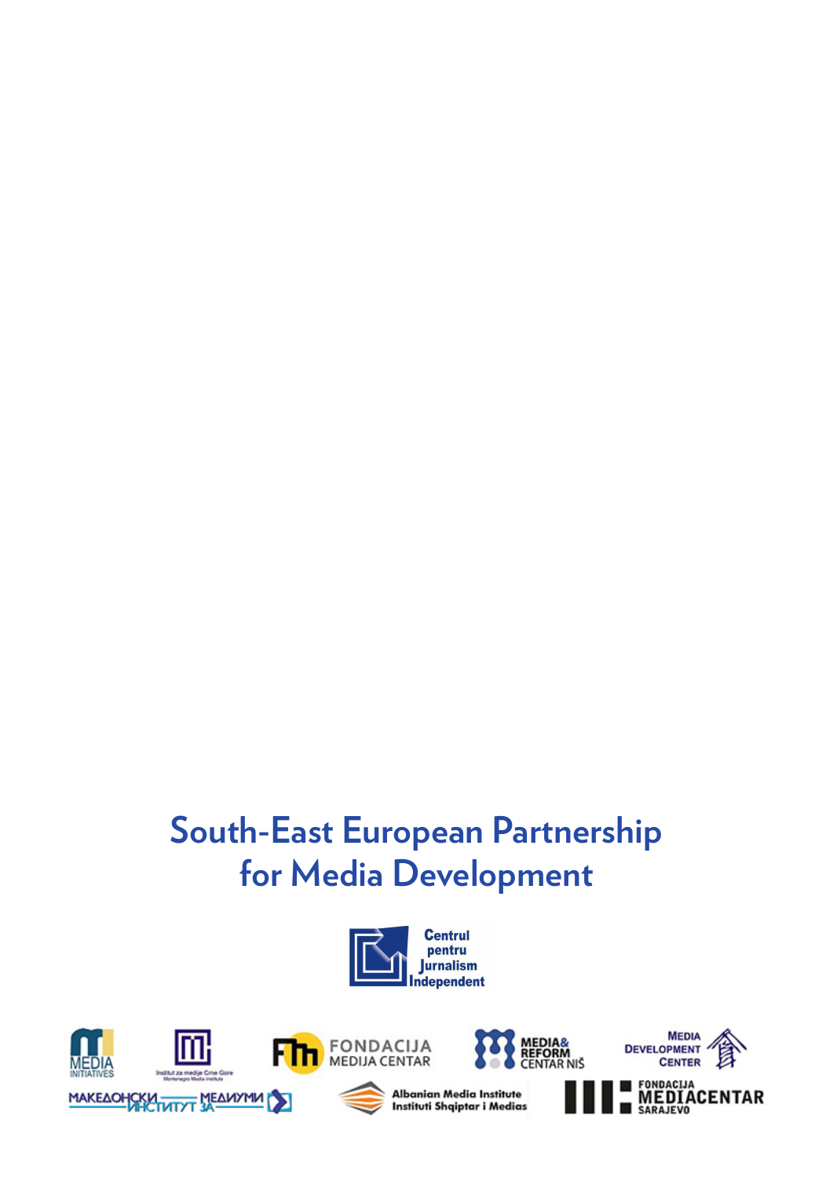# South-East European Partnership for Media Development

Centrul pentru Jurnalism Independent

MEDIA INITIATIVES

Institut za medije Crne Gore
Montenegro Media Institute

FONDACIJA MEDIJA CENTAR

MEDIA & REFORM CENTAR NIŠ

MEDIA DEVELOPMENT CENTER

МАКЕДОНСКИ ИНСТИТУТ ЗА МЕДИУМИ

Albanian Media Institute
Instituti Shqiptar i Medias

FONDACIJA MEDIACENTAR SARAJEVO